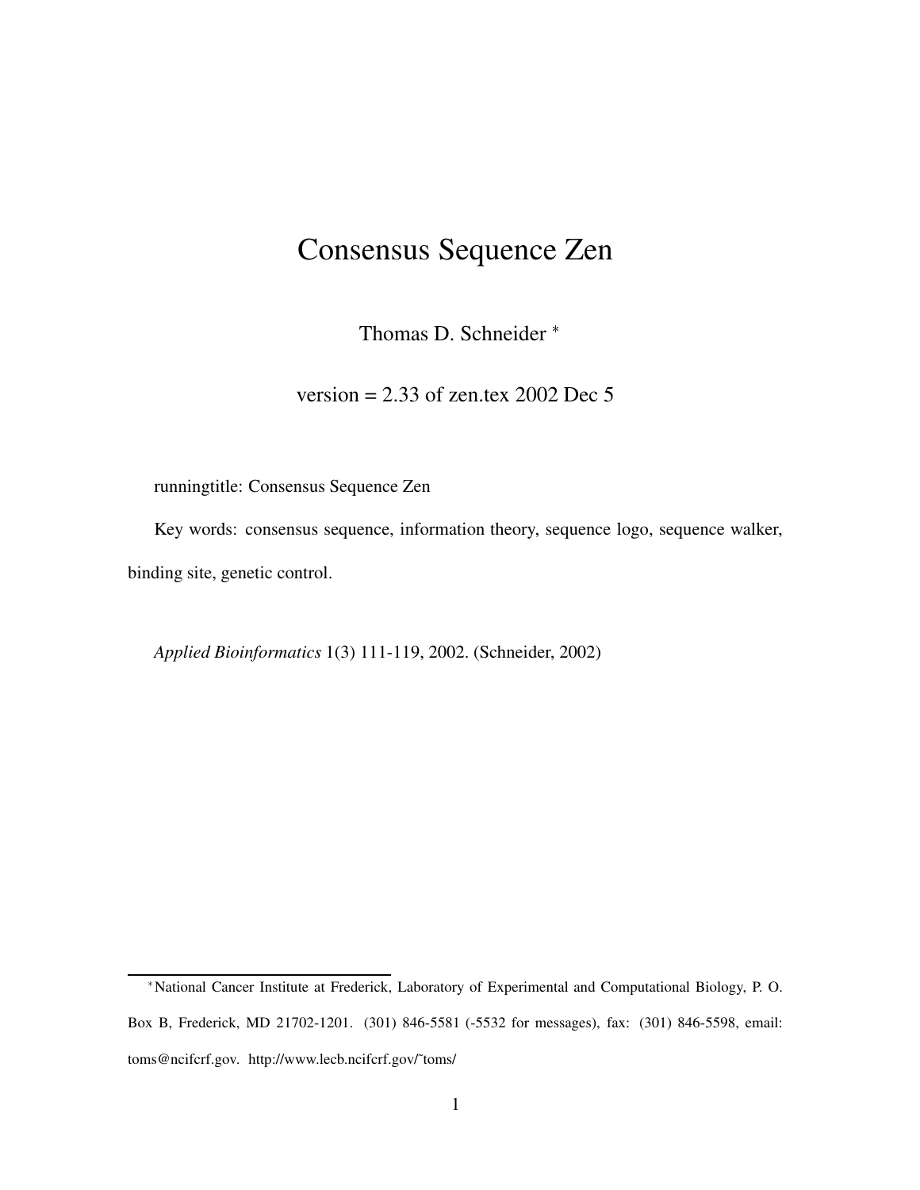# Consensus Sequence Zen

Thomas D. Schneider *

version = 2.33 of zen.tex 2002 Dec 5

runningtitle: Consensus Sequence Zen

Key words: consensus sequence, information theory, sequence logo, sequence walker, binding site, genetic control.

*Applied Bioinformatics* 1(3) 111-119, 2002. (Schneider, 2002)

* National Cancer Institute at Frederick, Laboratory of Experimental and Computational Biology, P. O. Box B, Frederick, MD 21702-1201. (301) 846-5581 (-5532 for messages), fax: (301) 846-5598, email: toms@ncifcrf.gov. http://www.lecb.ncifcrf.gov/˜toms/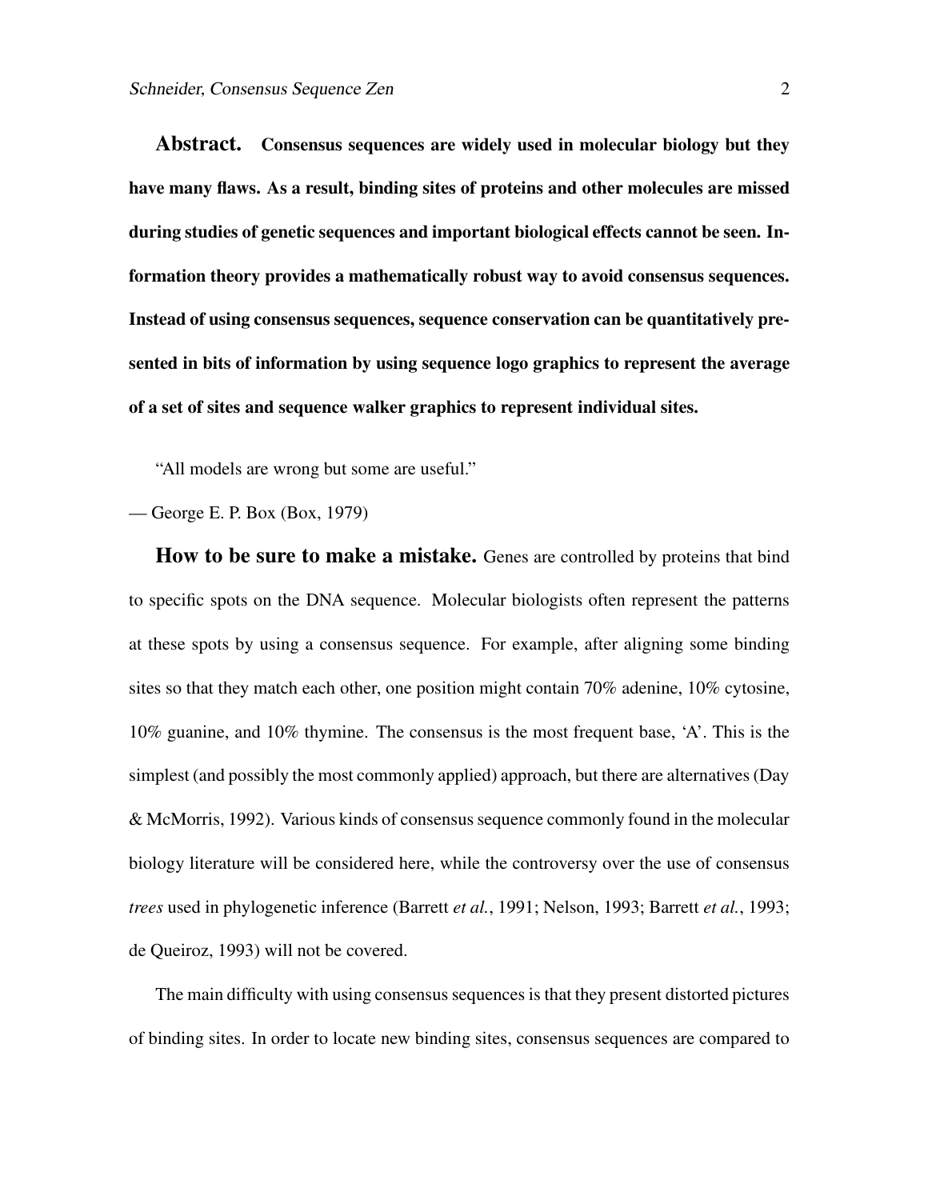**Abstract.** **Consensus sequences are widely used in molecular biology but they have many flaws. As a result, binding sites of proteins and other molecules are missed during studies of genetic sequences and important biological effects cannot be seen. Information theory provides a mathematically robust way to avoid consensus sequences. Instead of using consensus sequences, sequence conservation can be quantitatively presented in bits of information by using sequence logo graphics to represent the average of a set of sites and sequence walker graphics to represent individual sites.**

"All models are wrong but some are useful."

— George E. P. Box (Box, 1979)

**How to be sure to make a mistake.** Genes are controlled by proteins that bind to specific spots on the DNA sequence. Molecular biologists often represent the patterns at these spots by using a consensus sequence. For example, after aligning some binding sites so that they match each other, one position might contain 70% adenine, 10% cytosine, 10% guanine, and 10% thymine. The consensus is the most frequent base, 'A'. This is the simplest (and possibly the most commonly applied) approach, but there are alternatives (Day & McMorris, 1992). Various kinds of consensus sequence commonly found in the molecular biology literature will be considered here, while the controversy over the use of consensus *trees* used in phylogenetic inference (Barrett *et al.*, 1991; Nelson, 1993; Barrett *et al.*, 1993; de Queiroz, 1993) will not be covered.

The main difficulty with using consensus sequences is that they present distorted pictures of binding sites. In order to locate new binding sites, consensus sequences are compared to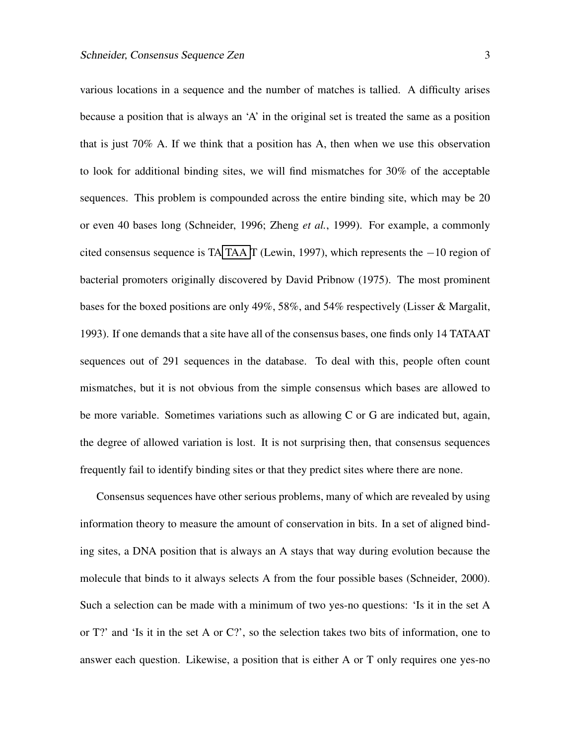various locations in a sequence and the number of matches is tallied. A difficulty arises because a position that is always an 'A' in the original set is treated the same as a position that is just 70% A. If we think that a position has A, then when we use this observation to look for additional binding sites, we will find mismatches for 30% of the acceptable sequences. This problem is compounded across the entire binding site, which may be 20 or even 40 bases long (Schneider, 1996; Zheng *et al.*, 1999). For example, a commonly cited consensus sequence is TA TAA T (Lewin, 1997), which represents the −10 region of bacterial promoters originally discovered by David Pribnow (1975). The most prominent bases for the boxed positions are only 49%, 58%, and 54% respectively (Lisser & Margalit, 1993). If one demands that a site have all of the consensus bases, one finds only 14 TATAAT sequences out of 291 sequences in the database. To deal with this, people often count mismatches, but it is not obvious from the simple consensus which bases are allowed to be more variable. Sometimes variations such as allowing C or G are indicated but, again, the degree of allowed variation is lost. It is not surprising then, that consensus sequences frequently fail to identify binding sites or that they predict sites where there are none.

Consensus sequences have other serious problems, many of which are revealed by using information theory to measure the amount of conservation in bits. In a set of aligned binding sites, a DNA position that is always an A stays that way during evolution because the molecule that binds to it always selects A from the four possible bases (Schneider, 2000). Such a selection can be made with a minimum of two yes-no questions: 'Is it in the set A or T?' and 'Is it in the set A or C?', so the selection takes two bits of information, one to answer each question. Likewise, a position that is either A or T only requires one yes-no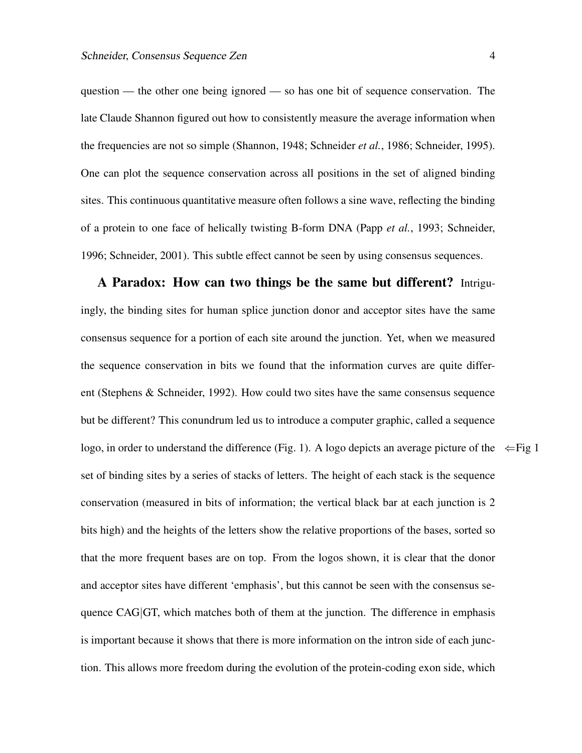question — the other one being ignored — so has one bit of sequence conservation. The late Claude Shannon figured out how to consistently measure the average information when the frequencies are not so simple (Shannon, 1948; Schneider *et al.*, 1986; Schneider, 1995). One can plot the sequence conservation across all positions in the set of aligned binding sites. This continuous quantitative measure often follows a sine wave, reflecting the binding of a protein to one face of helically twisting B-form DNA (Papp *et al.*, 1993; Schneider, 1996; Schneider, 2001). This subtle effect cannot be seen by using consensus sequences.

**A Paradox: How can two things be the same but different?** Intriguingly, the binding sites for human splice junction donor and acceptor sites have the same consensus sequence for a portion of each site around the junction. Yet, when we measured the sequence conservation in bits we found that the information curves are quite different (Stephens & Schneider, 1992). How could two sites have the same consensus sequence but be different? This conundrum led us to introduce a computer graphic, called a sequence logo, in order to understand the difference (Fig. 1). A logo depicts an average picture of the set of binding sites by a series of stacks of letters. The height of each stack is the sequence conservation (measured in bits of information; the vertical black bar at each junction is 2 bits high) and the heights of the letters show the relative proportions of the bases, sorted so that the more frequent bases are on top. From the logos shown, it is clear that the donor and acceptor sites have different 'emphasis', but this cannot be seen with the consensus sequence CAG|GT, which matches both of them at the junction. The difference in emphasis is important because it shows that there is more information on the intron side of each junction. This allows more freedom during the evolution of the protein-coding exon side, which

⇐Fig 1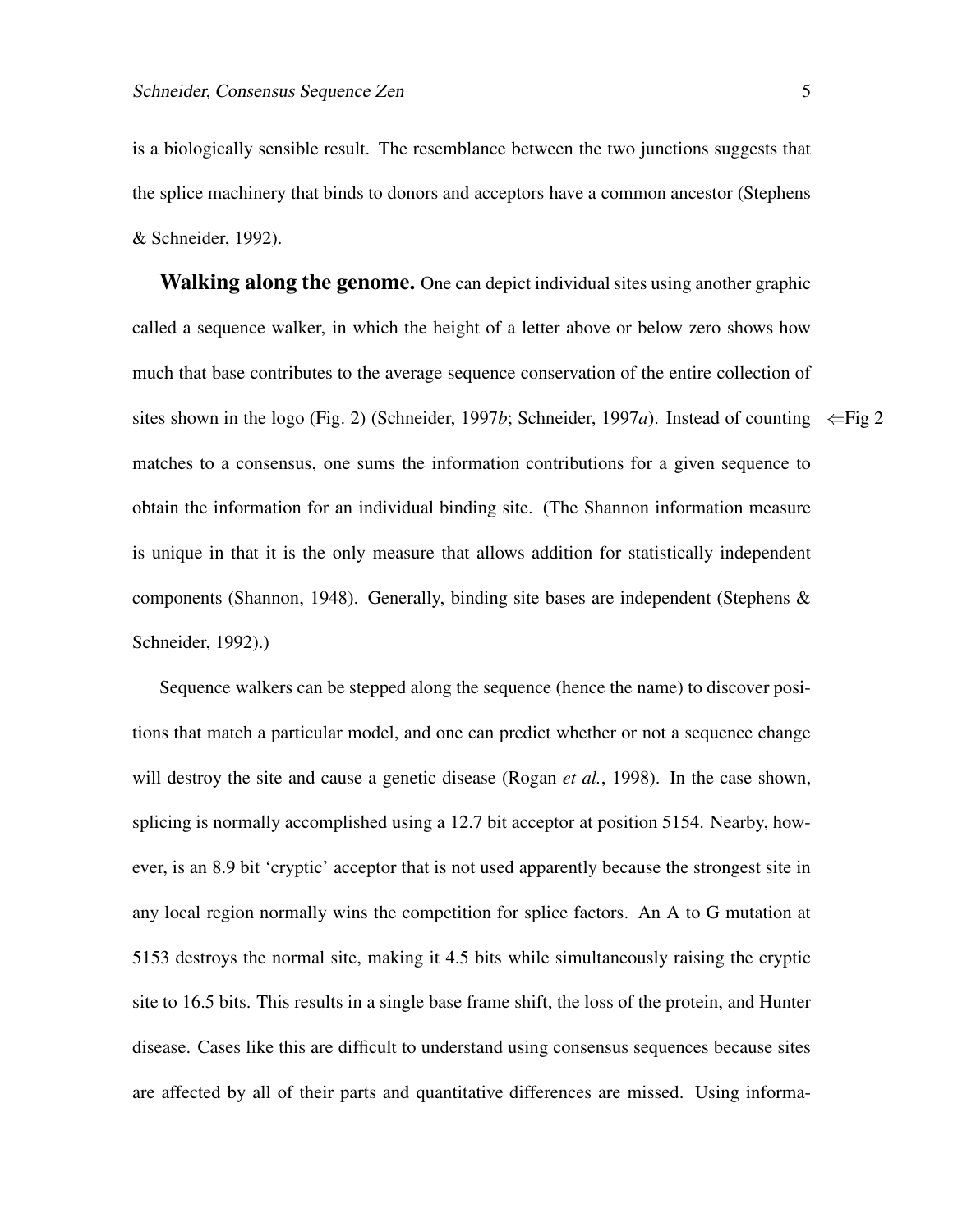is a biologically sensible result. The resemblance between the two junctions suggests that the splice machinery that binds to donors and acceptors have a common ancestor (Stephens & Schneider, 1992).

**Walking along the genome.** One can depict individual sites using another graphic called a sequence walker, in which the height of a letter above or below zero shows how much that base contributes to the average sequence conservation of the entire collection of sites shown in the logo (Fig. 2) (Schneider, 1997*b*; Schneider, 1997*a*). Instead of counting matches to a consensus, one sums the information contributions for a given sequence to obtain the information for an individual binding site. (The Shannon information measure is unique in that it is the only measure that allows addition for statistically independent components (Shannon, 1948). Generally, binding site bases are independent (Stephens & Schneider, 1992).)

⇐Fig 2

Sequence walkers can be stepped along the sequence (hence the name) to discover positions that match a particular model, and one can predict whether or not a sequence change will destroy the site and cause a genetic disease (Rogan *et al.*, 1998). In the case shown, splicing is normally accomplished using a 12.7 bit acceptor at position 5154. Nearby, however, is an 8.9 bit 'cryptic' acceptor that is not used apparently because the strongest site in any local region normally wins the competition for splice factors. An A to G mutation at 5153 destroys the normal site, making it 4.5 bits while simultaneously raising the cryptic site to 16.5 bits. This results in a single base frame shift, the loss of the protein, and Hunter disease. Cases like this are difficult to understand using consensus sequences because sites are affected by all of their parts and quantitative differences are missed. Using informa-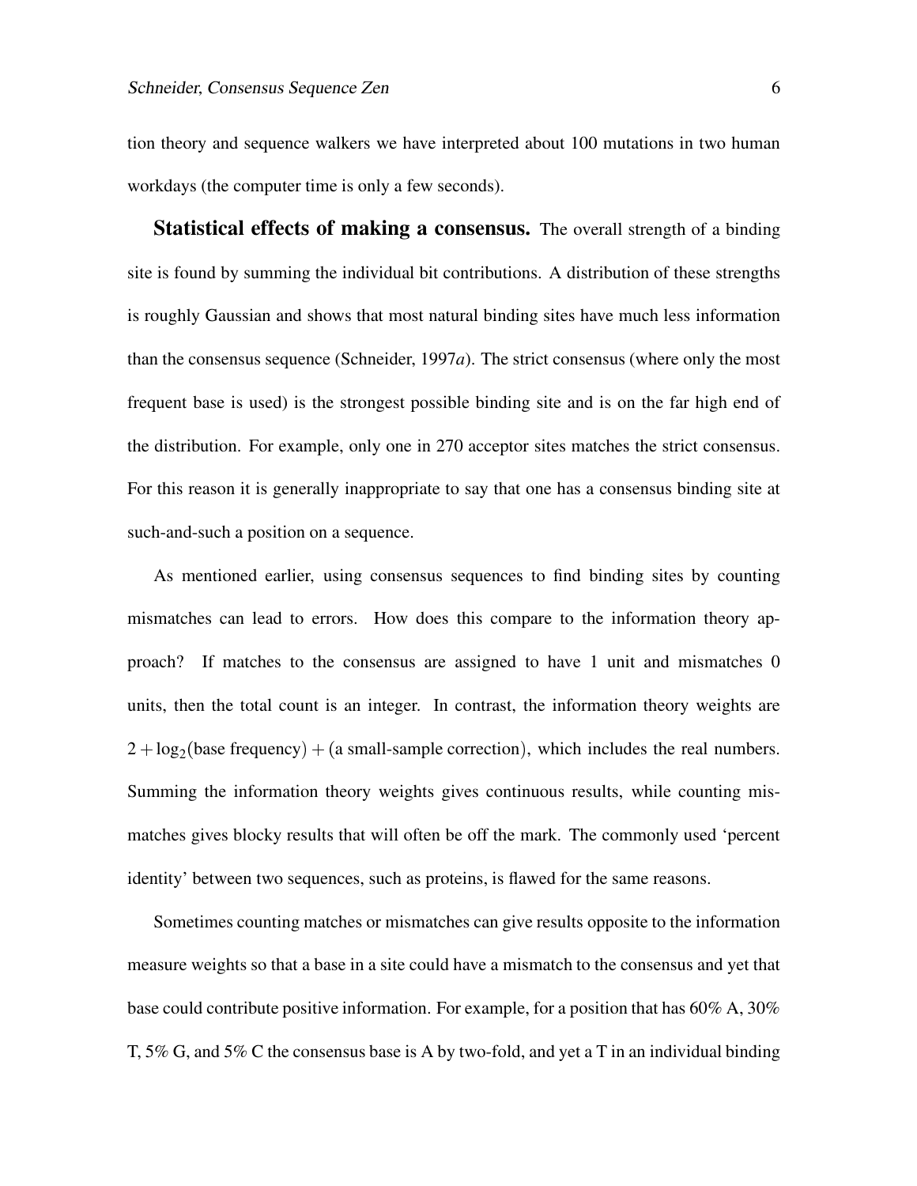tion theory and sequence walkers we have interpreted about 100 mutations in two human workdays (the computer time is only a few seconds).

**Statistical effects of making a consensus.** The overall strength of a binding site is found by summing the individual bit contributions. A distribution of these strengths is roughly Gaussian and shows that most natural binding sites have much less information than the consensus sequence (Schneider, 1997*a*). The strict consensus (where only the most frequent base is used) is the strongest possible binding site and is on the far high end of the distribution. For example, only one in 270 acceptor sites matches the strict consensus. For this reason it is generally inappropriate to say that one has a consensus binding site at such-and-such a position on a sequence.

As mentioned earlier, using consensus sequences to find binding sites by counting mismatches can lead to errors. How does this compare to the information theory approach? If matches to the consensus are assigned to have 1 unit and mismatches 0 units, then the total count is an integer. In contrast, the information theory weights are $2 + \log_2(\text{base frequency}) + (\text{a small-sample correction})$, which includes the real numbers. Summing the information theory weights gives continuous results, while counting mismatches gives blocky results that will often be off the mark. The commonly used 'percent identity' between two sequences, such as proteins, is flawed for the same reasons.

Sometimes counting matches or mismatches can give results opposite to the information measure weights so that a base in a site could have a mismatch to the consensus and yet that base could contribute positive information. For example, for a position that has 60% A, 30% T, 5% G, and 5% C the consensus base is A by two-fold, and yet a T in an individual binding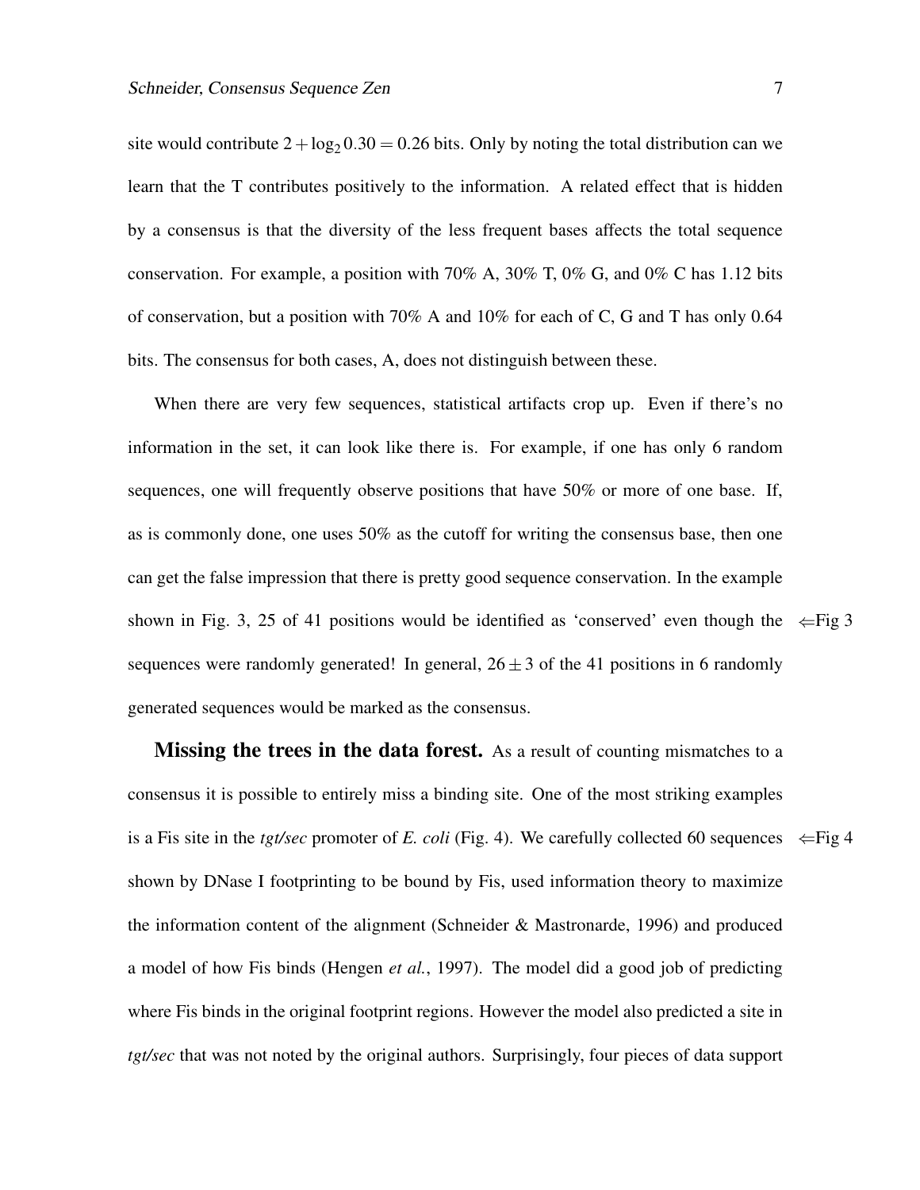site would contribute $2 + \log_2 0.30 = 0.26$ bits. Only by noting the total distribution can we learn that the T contributes positively to the information. A related effect that is hidden by a consensus is that the diversity of the less frequent bases affects the total sequence conservation. For example, a position with 70% A, 30% T, 0% G, and 0% C has 1.12 bits of conservation, but a position with 70% A and 10% for each of C, G and T has only 0.64 bits. The consensus for both cases, A, does not distinguish between these.

When there are very few sequences, statistical artifacts crop up. Even if there's no information in the set, it can look like there is. For example, if one has only 6 random sequences, one will frequently observe positions that have 50% or more of one base. If, as is commonly done, one uses 50% as the cutoff for writing the consensus base, then one can get the false impression that there is pretty good sequence conservation. In the example shown in Fig. 3, 25 of 41 positions would be identified as 'conserved' even though the sequences were randomly generated! In general, $26 \pm 3$ of the 41 positions in 6 randomly generated sequences would be marked as the consensus. ⇐Fig 3

**Missing the trees in the data forest.** As a result of counting mismatches to a consensus it is possible to entirely miss a binding site. One of the most striking examples is a Fis site in the *tgt/sec* promoter of *E. coli* (Fig. 4). We carefully collected 60 sequences shown by DNase I footprinting to be bound by Fis, used information theory to maximize the information content of the alignment (Schneider & Mastronarde, 1996) and produced a model of how Fis binds (Hengen *et al.*, 1997). The model did a good job of predicting where Fis binds in the original footprint regions. However the model also predicted a site in *tgt/sec* that was not noted by the original authors. Surprisingly, four pieces of data support ⇐Fig 4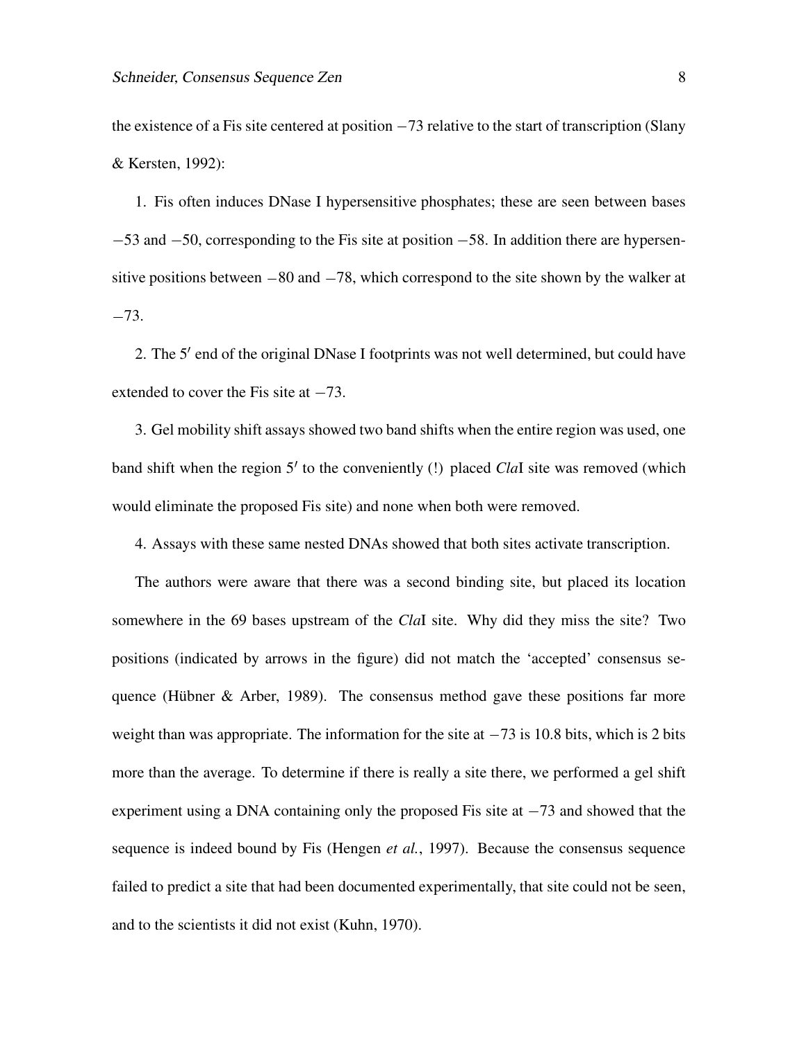the existence of a Fis site centered at position −73 relative to the start of transcription (Slany & Kersten, 1992):

1. Fis often induces DNase I hypersensitive phosphates; these are seen between bases −53 and −50, corresponding to the Fis site at position −58. In addition there are hypersensitive positions between −80 and −78, which correspond to the site shown by the walker at −73.

2. The 5′ end of the original DNase I footprints was not well determined, but could have extended to cover the Fis site at −73.

3. Gel mobility shift assays showed two band shifts when the entire region was used, one band shift when the region 5′ to the conveniently (!) placed *Cla*I site was removed (which would eliminate the proposed Fis site) and none when both were removed.

4. Assays with these same nested DNAs showed that both sites activate transcription.

The authors were aware that there was a second binding site, but placed its location somewhere in the 69 bases upstream of the *Cla*I site. Why did they miss the site? Two positions (indicated by arrows in the figure) did not match the 'accepted' consensus sequence (Hübner & Arber, 1989). The consensus method gave these positions far more weight than was appropriate. The information for the site at −73 is 10.8 bits, which is 2 bits more than the average. To determine if there is really a site there, we performed a gel shift experiment using a DNA containing only the proposed Fis site at −73 and showed that the sequence is indeed bound by Fis (Hengen *et al.*, 1997). Because the consensus sequence failed to predict a site that had been documented experimentally, that site could not be seen, and to the scientists it did not exist (Kuhn, 1970).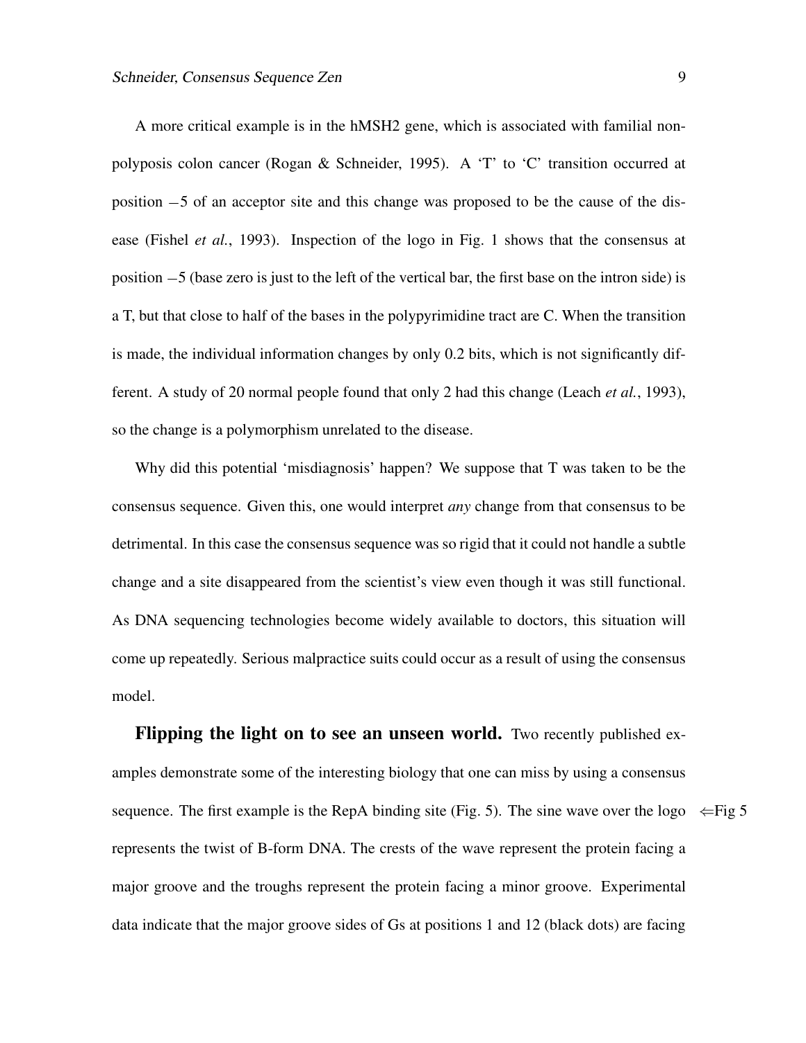A more critical example is in the hMSH2 gene, which is associated with familial non-polyposis colon cancer (Rogan & Schneider, 1995). A 'T' to 'C' transition occurred at position $-5$ of an acceptor site and this change was proposed to be the cause of the disease (Fishel *et al.*, 1993). Inspection of the logo in Fig. 1 shows that the consensus at position $-5$ (base zero is just to the left of the vertical bar, the first base on the intron side) is a T, but that close to half of the bases in the polypyrimidine tract are C. When the transition is made, the individual information changes by only 0.2 bits, which is not significantly different. A study of 20 normal people found that only 2 had this change (Leach *et al.*, 1993), so the change is a polymorphism unrelated to the disease.

Why did this potential 'misdiagnosis' happen? We suppose that T was taken to be the consensus sequence. Given this, one would interpret *any* change from that consensus to be detrimental. In this case the consensus sequence was so rigid that it could not handle a subtle change and a site disappeared from the scientist's view even though it was still functional. As DNA sequencing technologies become widely available to doctors, this situation will come up repeatedly. Serious malpractice suits could occur as a result of using the consensus model.

**Flipping the light on to see an unseen world.** Two recently published examples demonstrate some of the interesting biology that one can miss by using a consensus sequence. The first example is the RepA binding site (Fig. 5). The sine wave over the logo represents the twist of B-form DNA. The crests of the wave represent the protein facing a major groove and the troughs represent the protein facing a minor groove. Experimental data indicate that the major groove sides of Gs at positions 1 and 12 (black dots) are facing

⇐Fig 5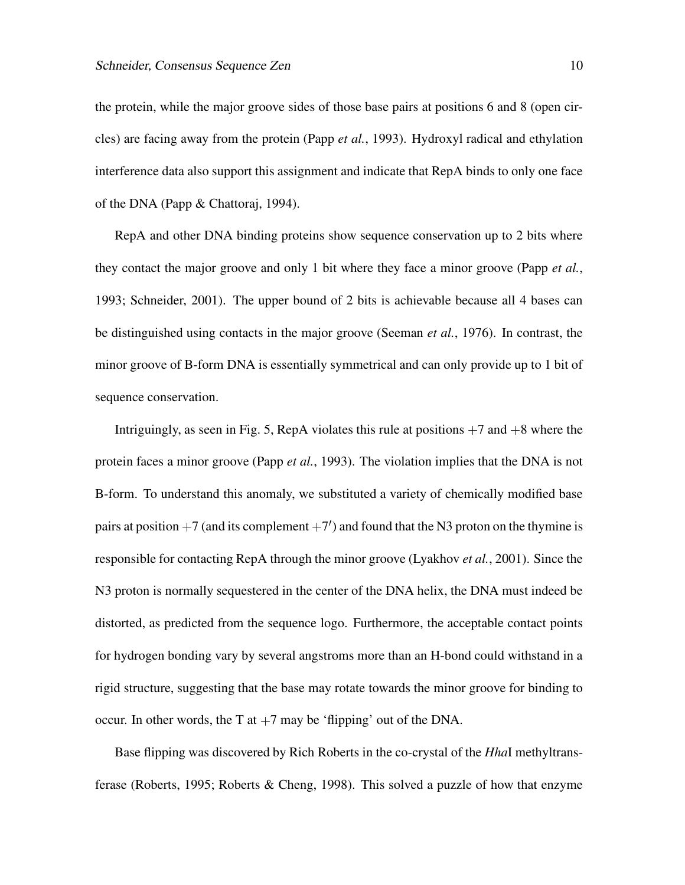the protein, while the major groove sides of those base pairs at positions 6 and 8 (open circles) are facing away from the protein (Papp *et al.*, 1993). Hydroxyl radical and ethylation interference data also support this assignment and indicate that RepA binds to only one face of the DNA (Papp & Chattoraj, 1994).

RepA and other DNA binding proteins show sequence conservation up to 2 bits where they contact the major groove and only 1 bit where they face a minor groove (Papp *et al.*, 1993; Schneider, 2001). The upper bound of 2 bits is achievable because all 4 bases can be distinguished using contacts in the major groove (Seeman *et al.*, 1976). In contrast, the minor groove of B-form DNA is essentially symmetrical and can only provide up to 1 bit of sequence conservation.

Intriguingly, as seen in Fig. 5, RepA violates this rule at positions $+7$ and $+8$ where the protein faces a minor groove (Papp *et al.*, 1993). The violation implies that the DNA is not B-form. To understand this anomaly, we substituted a variety of chemically modified base pairs at position $+7$ (and its complement $+7'$) and found that the N3 proton on the thymine is responsible for contacting RepA through the minor groove (Lyakhov *et al.*, 2001). Since the N3 proton is normally sequestered in the center of the DNA helix, the DNA must indeed be distorted, as predicted from the sequence logo. Furthermore, the acceptable contact points for hydrogen bonding vary by several angstroms more than an H-bond could withstand in a rigid structure, suggesting that the base may rotate towards the minor groove for binding to occur. In other words, the T at $+7$ may be 'flipping' out of the DNA.

Base flipping was discovered by Rich Roberts in the co-crystal of the *Hha*I methyltransferase (Roberts, 1995; Roberts & Cheng, 1998). This solved a puzzle of how that enzyme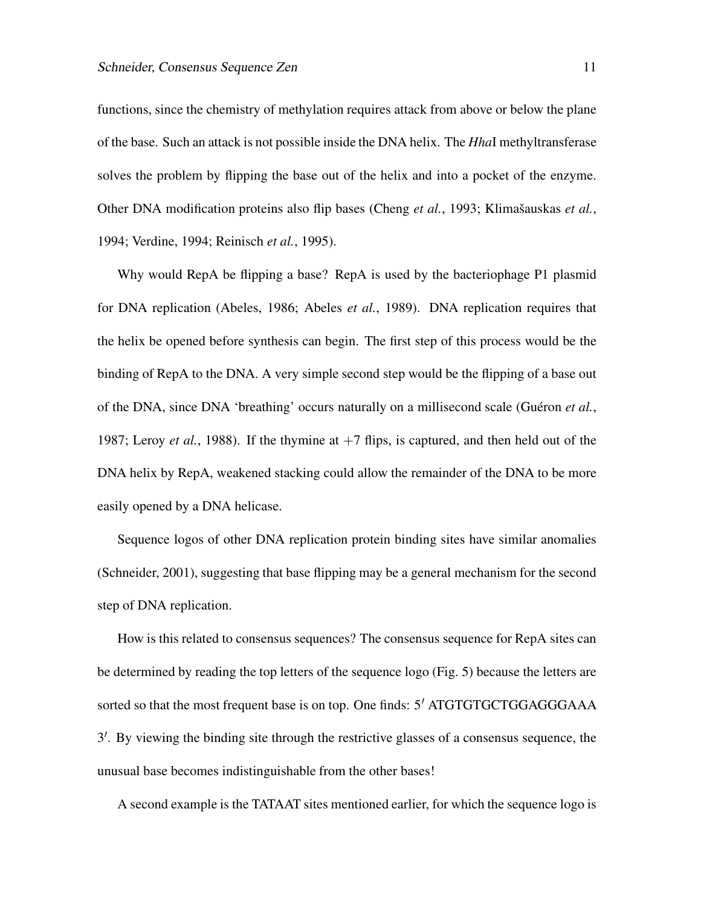functions, since the chemistry of methylation requires attack from above or below the plane of the base. Such an attack is not possible inside the DNA helix. The *Hha*I methyltransferase solves the problem by flipping the base out of the helix and into a pocket of the enzyme. Other DNA modification proteins also flip bases (Cheng *et al.*, 1993; Klimašauskas *et al.*, 1994; Verdine, 1994; Reinisch *et al.*, 1995).

Why would RepA be flipping a base? RepA is used by the bacteriophage P1 plasmid for DNA replication (Abeles, 1986; Abeles *et al.*, 1989). DNA replication requires that the helix be opened before synthesis can begin. The first step of this process would be the binding of RepA to the DNA. A very simple second step would be the flipping of a base out of the DNA, since DNA 'breathing' occurs naturally on a millisecond scale (Guéron *et al.*, 1987; Leroy *et al.*, 1988). If the thymine at $+7$ flips, is captured, and then held out of the DNA helix by RepA, weakened stacking could allow the remainder of the DNA to be more easily opened by a DNA helicase.

Sequence logos of other DNA replication protein binding sites have similar anomalies (Schneider, 2001), suggesting that base flipping may be a general mechanism for the second step of DNA replication.

How is this related to consensus sequences? The consensus sequence for RepA sites can be determined by reading the top letters of the sequence logo (Fig. 5) because the letters are sorted so that the most frequent base is on top. One finds: $5'$ ATGTGTGCTGGAGGGAAA $3'$. By viewing the binding site through the restrictive glasses of a consensus sequence, the unusual base becomes indistinguishable from the other bases!

A second example is the TATAAT sites mentioned earlier, for which the sequence logo is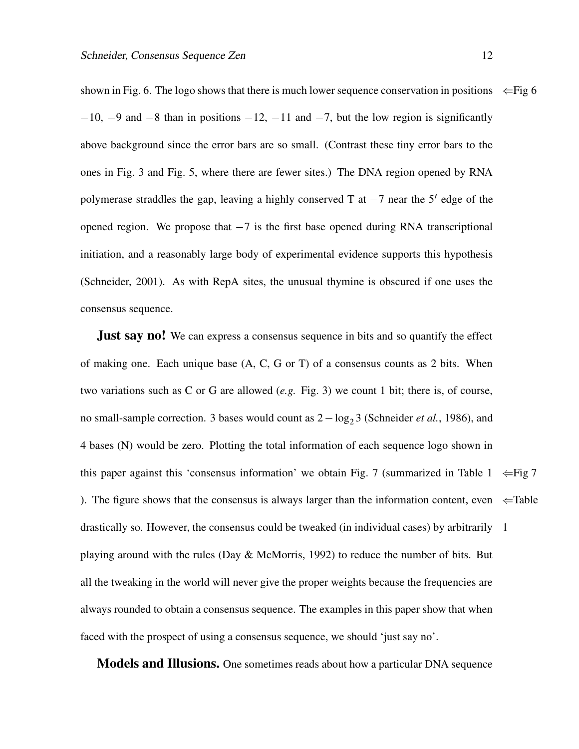shown in Fig. 6. The logo shows that there is much lower sequence conservation in positions −10, −9 and −8 than in positions −12, −11 and −7, but the low region is significantly above background since the error bars are so small. (Contrast these tiny error bars to the ones in Fig. 3 and Fig. 5, where there are fewer sites.) The DNA region opened by RNA polymerase straddles the gap, leaving a highly conserved T at −7 near the 5′ edge of the opened region. We propose that −7 is the first base opened during RNA transcriptional initiation, and a reasonably large body of experimental evidence supports this hypothesis (Schneider, 2001). As with RepA sites, the unusual thymine is obscured if one uses the consensus sequence.

⇐Fig 6

**Just say no!** We can express a consensus sequence in bits and so quantify the effect of making one. Each unique base (A, C, G or T) of a consensus counts as 2 bits. When two variations such as C or G are allowed (*e.g.* Fig. 3) we count 1 bit; there is, of course, no small-sample correction. 3 bases would count as $2 - \log_2 3$ (Schneider *et al.*, 1986), and 4 bases (N) would be zero. Plotting the total information of each sequence logo shown in this paper against this 'consensus information' we obtain Fig. 7 (summarized in Table 1 ). The figure shows that the consensus is always larger than the information content, even drastically so. However, the consensus could be tweaked (in individual cases) by arbitrarily playing around with the rules (Day & McMorris, 1992) to reduce the number of bits. But all the tweaking in the world will never give the proper weights because the frequencies are always rounded to obtain a consensus sequence. The examples in this paper show that when faced with the prospect of using a consensus sequence, we should 'just say no'.

⇐Fig 7
⇐Table 1

**Models and Illusions.** One sometimes reads about how a particular DNA sequence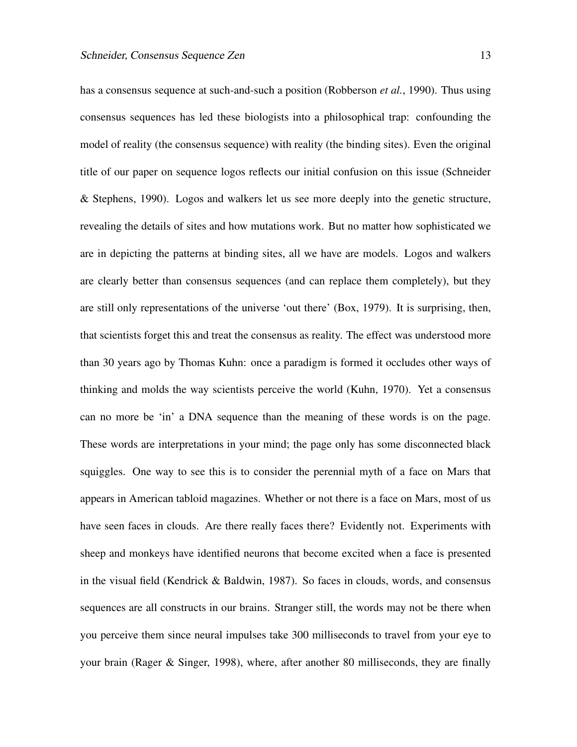has a consensus sequence at such-and-such a position (Robberson *et al.*, 1990). Thus using consensus sequences has led these biologists into a philosophical trap: confounding the model of reality (the consensus sequence) with reality (the binding sites). Even the original title of our paper on sequence logos reflects our initial confusion on this issue (Schneider & Stephens, 1990). Logos and walkers let us see more deeply into the genetic structure, revealing the details of sites and how mutations work. But no matter how sophisticated we are in depicting the patterns at binding sites, all we have are models. Logos and walkers are clearly better than consensus sequences (and can replace them completely), but they are still only representations of the universe 'out there' (Box, 1979). It is surprising, then, that scientists forget this and treat the consensus as reality. The effect was understood more than 30 years ago by Thomas Kuhn: once a paradigm is formed it occludes other ways of thinking and molds the way scientists perceive the world (Kuhn, 1970). Yet a consensus can no more be 'in' a DNA sequence than the meaning of these words is on the page. These words are interpretations in your mind; the page only has some disconnected black squiggles. One way to see this is to consider the perennial myth of a face on Mars that appears in American tabloid magazines. Whether or not there is a face on Mars, most of us have seen faces in clouds. Are there really faces there? Evidently not. Experiments with sheep and monkeys have identified neurons that become excited when a face is presented in the visual field (Kendrick & Baldwin, 1987). So faces in clouds, words, and consensus sequences are all constructs in our brains. Stranger still, the words may not be there when you perceive them since neural impulses take 300 milliseconds to travel from your eye to your brain (Rager & Singer, 1998), where, after another 80 milliseconds, they are finally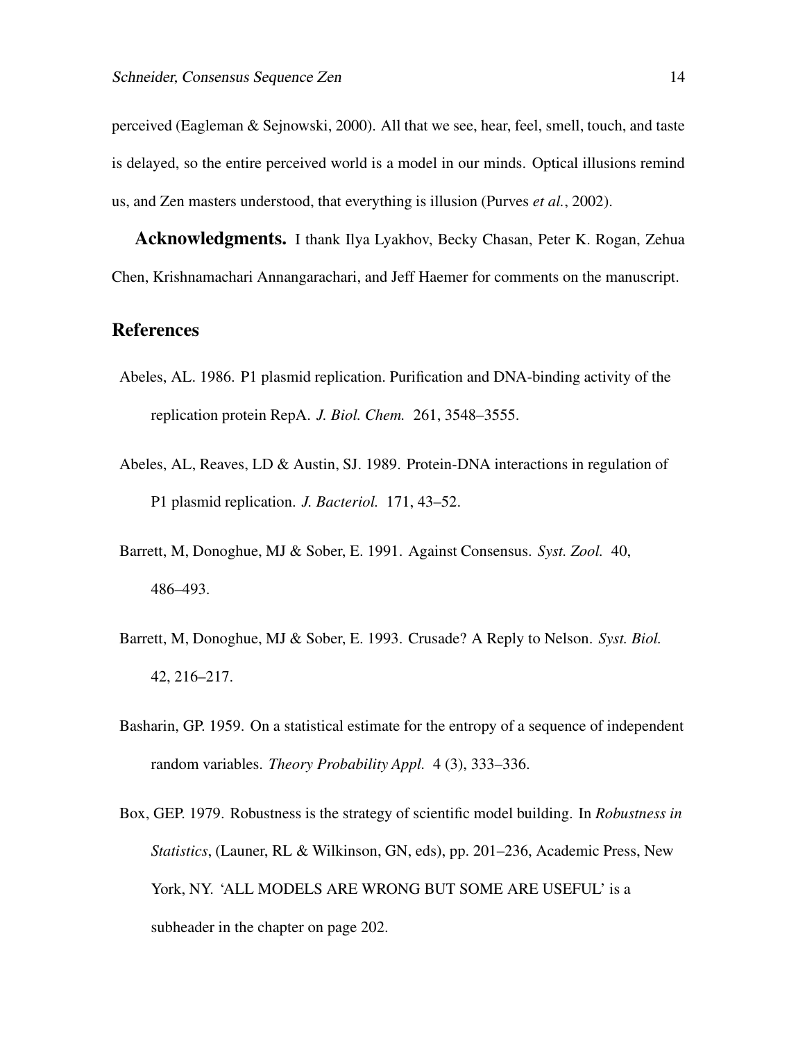perceived (Eagleman & Sejnowski, 2000). All that we see, hear, feel, smell, touch, and taste is delayed, so the entire perceived world is a model in our minds. Optical illusions remind us, and Zen masters understood, that everything is illusion (Purves *et al.*, 2002).

**Acknowledgments.** I thank Ilya Lyakhov, Becky Chasan, Peter K. Rogan, Zehua Chen, Krishnamachari Annangarachari, and Jeff Haemer for comments on the manuscript.

## References

Abeles, AL. 1986. P1 plasmid replication. Purification and DNA-binding activity of the replication protein RepA. *J. Biol. Chem.* 261, 3548–3555.

Abeles, AL, Reaves, LD & Austin, SJ. 1989. Protein-DNA interactions in regulation of P1 plasmid replication. *J. Bacteriol.* 171, 43–52.

Barrett, M, Donoghue, MJ & Sober, E. 1991. Against Consensus. *Syst. Zool.* 40, 486–493.

Barrett, M, Donoghue, MJ & Sober, E. 1993. Crusade? A Reply to Nelson. *Syst. Biol.* 42, 216–217.

Basharin, GP. 1959. On a statistical estimate for the entropy of a sequence of independent random variables. *Theory Probability Appl.* 4 (3), 333–336.

Box, GEP. 1979. Robustness is the strategy of scientific model building. In *Robustness in Statistics*, (Launer, RL & Wilkinson, GN, eds), pp. 201–236, Academic Press, New York, NY. 'ALL MODELS ARE WRONG BUT SOME ARE USEFUL' is a subheader in the chapter on page 202.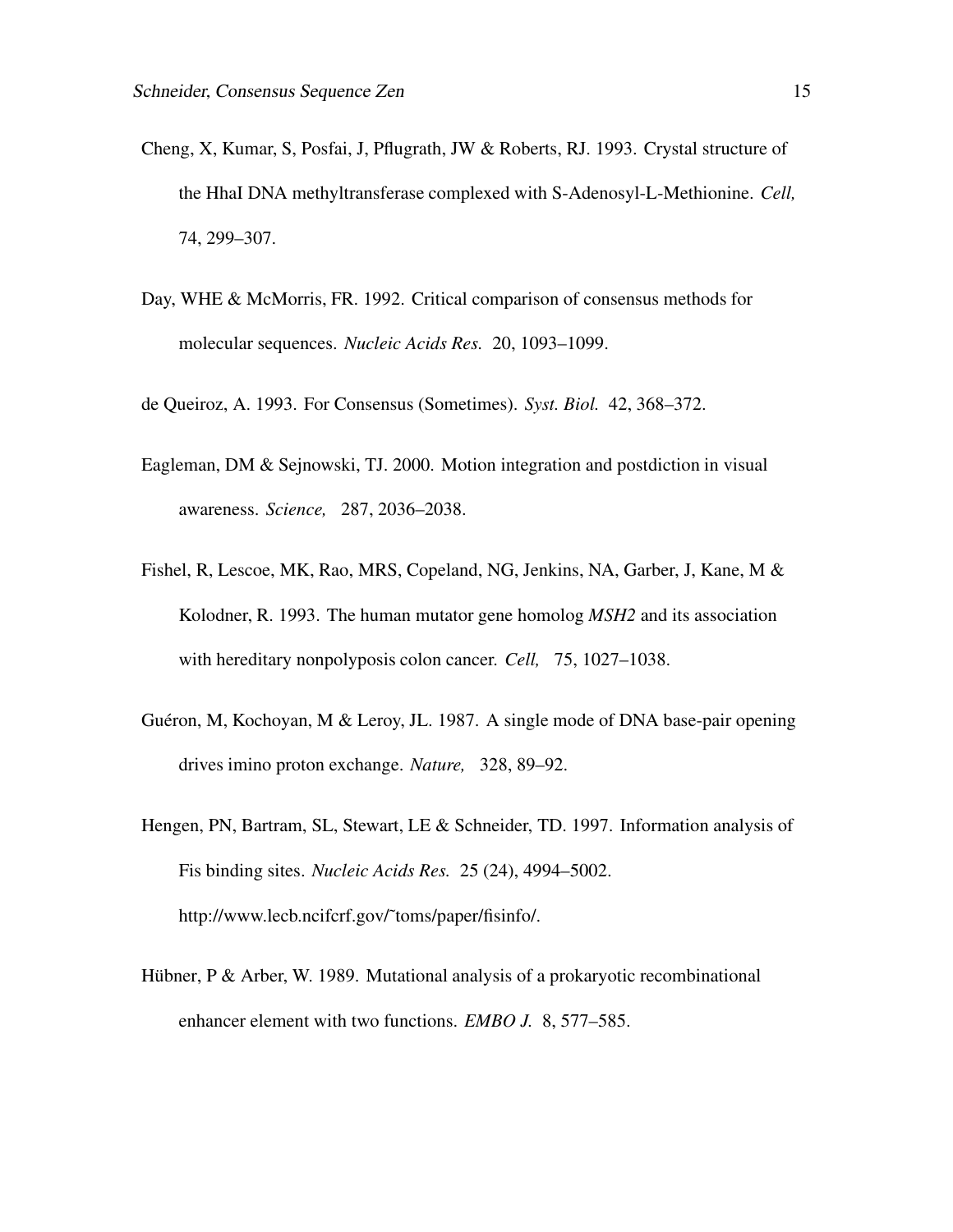Cheng, X, Kumar, S, Posfai, J, Pflugrath, JW & Roberts, RJ. 1993. Crystal structure of the HhaI DNA methyltransferase complexed with S-Adenosyl-L-Methionine. *Cell,* 74, 299–307.

Day, WHE & McMorris, FR. 1992. Critical comparison of consensus methods for molecular sequences. *Nucleic Acids Res.* 20, 1093–1099.

de Queiroz, A. 1993. For Consensus (Sometimes). *Syst. Biol.* 42, 368–372.

Eagleman, DM & Sejnowski, TJ. 2000. Motion integration and postdiction in visual awareness. *Science,* 287, 2036–2038.

Fishel, R, Lescoe, MK, Rao, MRS, Copeland, NG, Jenkins, NA, Garber, J, Kane, M & Kolodner, R. 1993. The human mutator gene homolog *MSH2* and its association with hereditary nonpolyposis colon cancer. *Cell,* 75, 1027–1038.

Guéron, M, Kochoyan, M & Leroy, JL. 1987. A single mode of DNA base-pair opening drives imino proton exchange. *Nature,* 328, 89–92.

Hengen, PN, Bartram, SL, Stewart, LE & Schneider, TD. 1997. Information analysis of Fis binding sites. *Nucleic Acids Res.* 25 (24), 4994–5002. http://www.lecb.ncifcrf.gov/~toms/paper/fisinfo/.

Hübner, P & Arber, W. 1989. Mutational analysis of a prokaryotic recombinational enhancer element with two functions. *EMBO J.* 8, 577–585.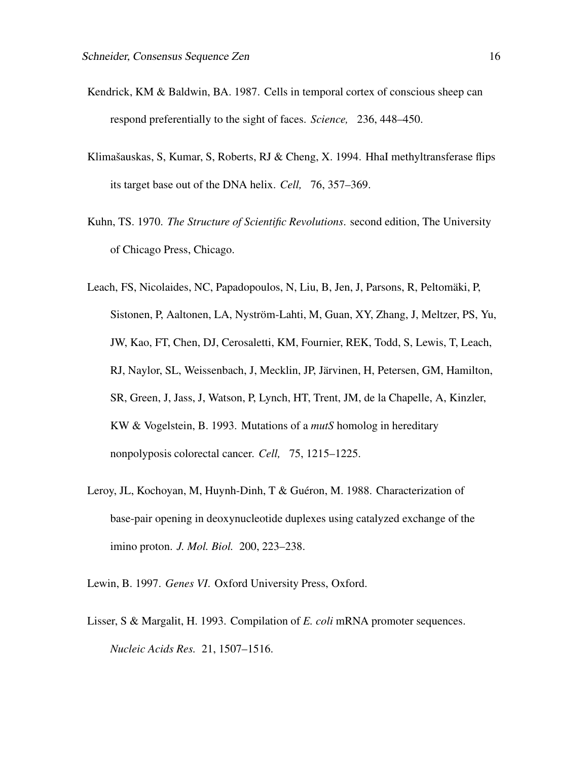Kendrick, KM & Baldwin, BA. 1987. Cells in temporal cortex of conscious sheep can respond preferentially to the sight of faces. *Science,* 236, 448–450.

Klimašauskas, S, Kumar, S, Roberts, RJ & Cheng, X. 1994. HhaI methyltransferase flips its target base out of the DNA helix. *Cell,* 76, 357–369.

Kuhn, TS. 1970. *The Structure of Scientific Revolutions.* second edition, The University of Chicago Press, Chicago.

Leach, FS, Nicolaides, NC, Papadopoulos, N, Liu, B, Jen, J, Parsons, R, Peltomäki, P, Sistonen, P, Aaltonen, LA, Nyström-Lahti, M, Guan, XY, Zhang, J, Meltzer, PS, Yu, JW, Kao, FT, Chen, DJ, Cerosaletti, KM, Fournier, REK, Todd, S, Lewis, T, Leach, RJ, Naylor, SL, Weissenbach, J, Mecklin, JP, Järvinen, H, Petersen, GM, Hamilton, SR, Green, J, Jass, J, Watson, P, Lynch, HT, Trent, JM, de la Chapelle, A, Kinzler, KW & Vogelstein, B. 1993. Mutations of a *mutS* homolog in hereditary nonpolyposis colorectal cancer. *Cell,* 75, 1215–1225.

Leroy, JL, Kochoyan, M, Huynh-Dinh, T & Guéron, M. 1988. Characterization of base-pair opening in deoxynucleotide duplexes using catalyzed exchange of the imino proton. *J. Mol. Biol.* 200, 223–238.

Lewin, B. 1997. *Genes VI.* Oxford University Press, Oxford.

Lisser, S & Margalit, H. 1993. Compilation of *E. coli* mRNA promoter sequences. *Nucleic Acids Res.* 21, 1507–1516.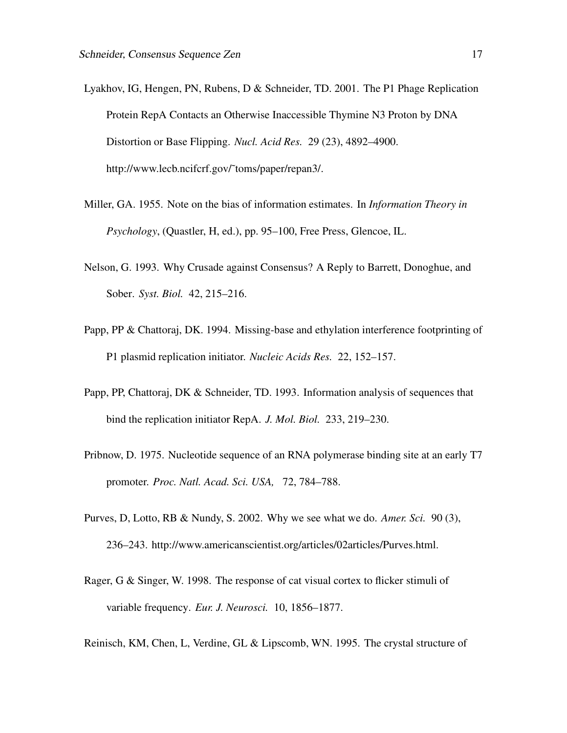Lyakhov, IG, Hengen, PN, Rubens, D & Schneider, TD. 2001. The P1 Phage Replication Protein RepA Contacts an Otherwise Inaccessible Thymine N3 Proton by DNA Distortion or Base Flipping. *Nucl. Acid Res.* 29 (23), 4892–4900. http://www.lecb.ncifcrf.gov/~toms/paper/repan3/.

Miller, GA. 1955. Note on the bias of information estimates. In *Information Theory in Psychology*, (Quastler, H, ed.), pp. 95–100, Free Press, Glencoe, IL.

Nelson, G. 1993. Why Crusade against Consensus? A Reply to Barrett, Donoghue, and Sober. *Syst. Biol.* 42, 215–216.

Papp, PP & Chattoraj, DK. 1994. Missing-base and ethylation interference footprinting of P1 plasmid replication initiator. *Nucleic Acids Res.* 22, 152–157.

Papp, PP, Chattoraj, DK & Schneider, TD. 1993. Information analysis of sequences that bind the replication initiator RepA. *J. Mol. Biol.* 233, 219–230.

Pribnow, D. 1975. Nucleotide sequence of an RNA polymerase binding site at an early T7 promoter. *Proc. Natl. Acad. Sci. USA,* 72, 784–788.

Purves, D, Lotto, RB & Nundy, S. 2002. Why we see what we do. *Amer. Sci.* 90 (3), 236–243. http://www.americanscientist.org/articles/02articles/Purves.html.

Rager, G & Singer, W. 1998. The response of cat visual cortex to flicker stimuli of variable frequency. *Eur. J. Neurosci.* 10, 1856–1877.

Reinisch, KM, Chen, L, Verdine, GL & Lipscomb, WN. 1995. The crystal structure of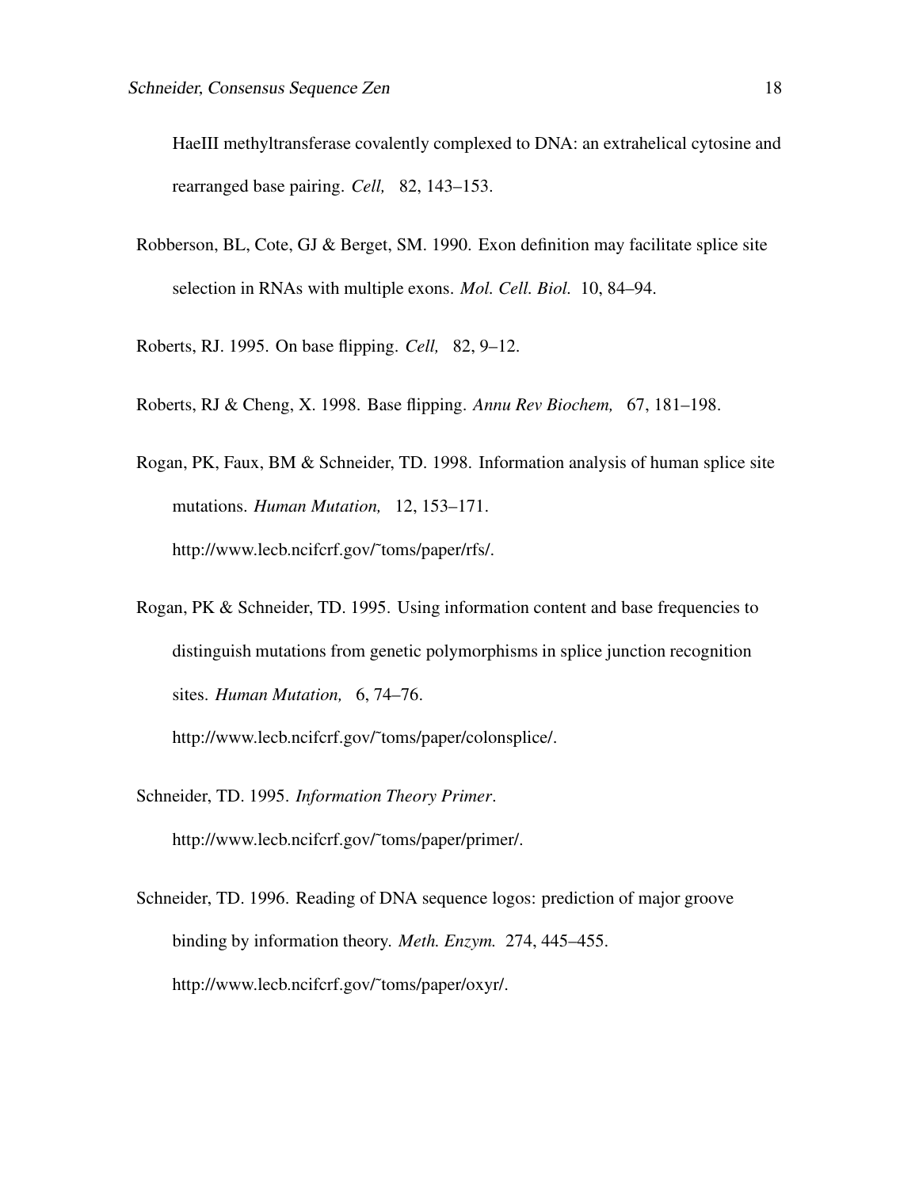HaeIII methyltransferase covalently complexed to DNA: an extrahelical cytosine and rearranged base pairing. *Cell,* 82, 143–153.

Robberson, BL, Cote, GJ & Berget, SM. 1990. Exon definition may facilitate splice site selection in RNAs with multiple exons. *Mol. Cell. Biol.* 10, 84–94.

Roberts, RJ. 1995. On base flipping. *Cell,* 82, 9–12.

Roberts, RJ & Cheng, X. 1998. Base flipping. *Annu Rev Biochem,* 67, 181–198.

Rogan, PK, Faux, BM & Schneider, TD. 1998. Information analysis of human splice site mutations. *Human Mutation,* 12, 153–171.
http://www.lecb.ncifcrf.gov/~toms/paper/rfs/.

Rogan, PK & Schneider, TD. 1995. Using information content and base frequencies to distinguish mutations from genetic polymorphisms in splice junction recognition sites. *Human Mutation,* 6, 74–76.
http://www.lecb.ncifcrf.gov/~toms/paper/colonsplice/.

Schneider, TD. 1995. *Information Theory Primer*.
http://www.lecb.ncifcrf.gov/~toms/paper/primer/.

Schneider, TD. 1996. Reading of DNA sequence logos: prediction of major groove binding by information theory. *Meth. Enzym.* 274, 445–455.
http://www.lecb.ncifcrf.gov/~toms/paper/oxyr/.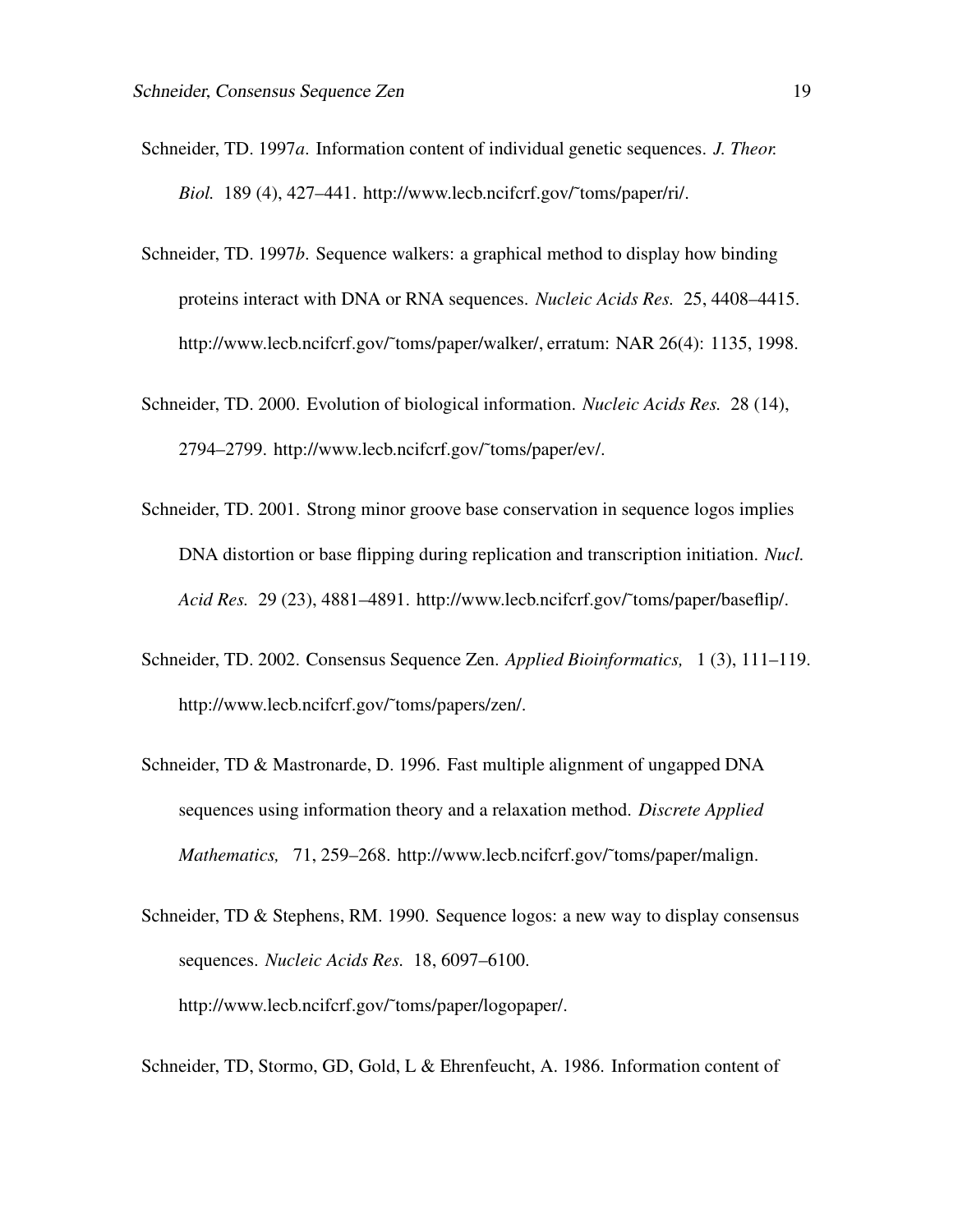Schneider, TD. 1997*a*. Information content of individual genetic sequences. *J. Theor. Biol.* 189 (4), 427–441. http://www.lecb.ncifcrf.gov/˜toms/paper/ri/.

Schneider, TD. 1997*b*. Sequence walkers: a graphical method to display how binding proteins interact with DNA or RNA sequences. *Nucleic Acids Res.* 25, 4408–4415. http://www.lecb.ncifcrf.gov/˜toms/paper/walker/, erratum: NAR 26(4): 1135, 1998.

Schneider, TD. 2000. Evolution of biological information. *Nucleic Acids Res.* 28 (14), 2794–2799. http://www.lecb.ncifcrf.gov/˜toms/paper/ev/.

Schneider, TD. 2001. Strong minor groove base conservation in sequence logos implies DNA distortion or base flipping during replication and transcription initiation. *Nucl. Acid Res.* 29 (23), 4881–4891. http://www.lecb.ncifcrf.gov/˜toms/paper/baseflip/.

Schneider, TD. 2002. Consensus Sequence Zen. *Applied Bioinformatics,* 1 (3), 111–119. http://www.lecb.ncifcrf.gov/˜toms/papers/zen/.

Schneider, TD & Mastronarde, D. 1996. Fast multiple alignment of ungapped DNA sequences using information theory and a relaxation method. *Discrete Applied Mathematics,* 71, 259–268. http://www.lecb.ncifcrf.gov/˜toms/paper/malign.

Schneider, TD & Stephens, RM. 1990. Sequence logos: a new way to display consensus sequences. *Nucleic Acids Res.* 18, 6097–6100. http://www.lecb.ncifcrf.gov/˜toms/paper/logopaper/.

Schneider, TD, Stormo, GD, Gold, L & Ehrenfeucht, A. 1986. Information content of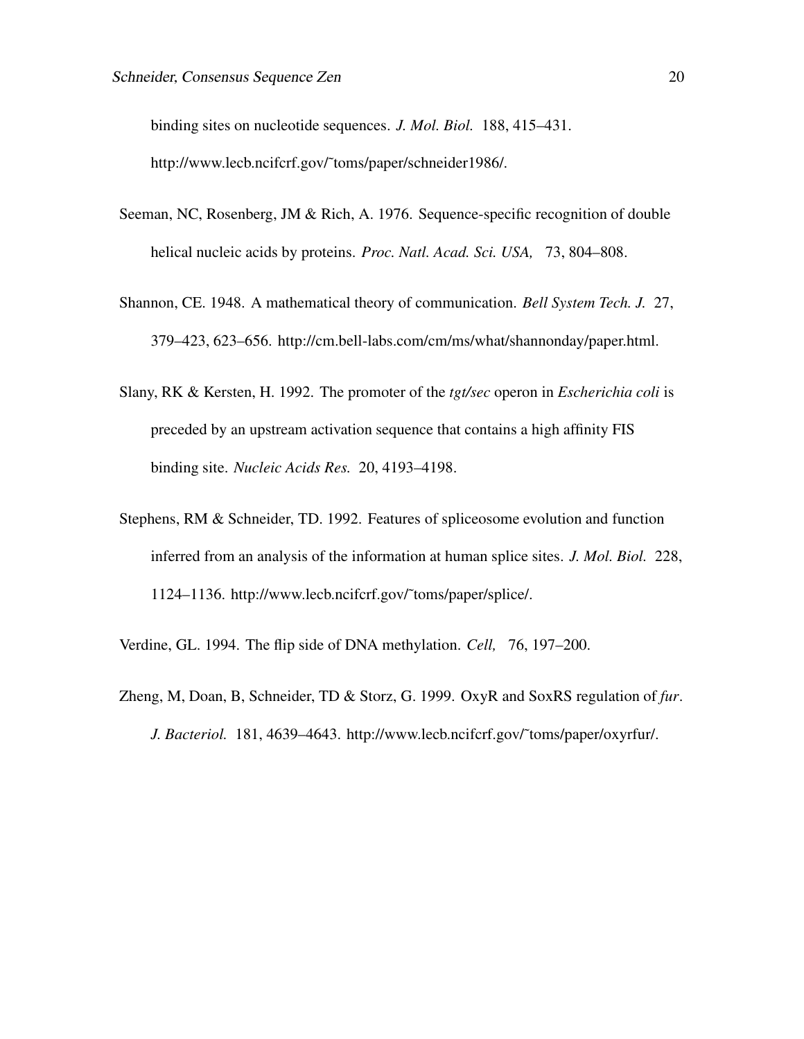binding sites on nucleotide sequences. *J. Mol. Biol.* 188, 415–431. http://www.lecb.ncifcrf.gov/~toms/paper/schneider1986/.

Seeman, NC, Rosenberg, JM & Rich, A. 1976. Sequence-specific recognition of double helical nucleic acids by proteins. *Proc. Natl. Acad. Sci. USA,* 73, 804–808.

Shannon, CE. 1948. A mathematical theory of communication. *Bell System Tech. J.* 27, 379–423, 623–656. http://cm.bell-labs.com/cm/ms/what/shannonday/paper.html.

Slany, RK & Kersten, H. 1992. The promoter of the *tgt/sec* operon in *Escherichia coli* is preceded by an upstream activation sequence that contains a high affinity FIS binding site. *Nucleic Acids Res.* 20, 4193–4198.

Stephens, RM & Schneider, TD. 1992. Features of spliceosome evolution and function inferred from an analysis of the information at human splice sites. *J. Mol. Biol.* 228, 1124–1136. http://www.lecb.ncifcrf.gov/~toms/paper/splice/.

Verdine, GL. 1994. The flip side of DNA methylation. *Cell,* 76, 197–200.

Zheng, M, Doan, B, Schneider, TD & Storz, G. 1999. OxyR and SoxRS regulation of *fur*. *J. Bacteriol.* 181, 4639–4643. http://www.lecb.ncifcrf.gov/~toms/paper/oxyrfur/.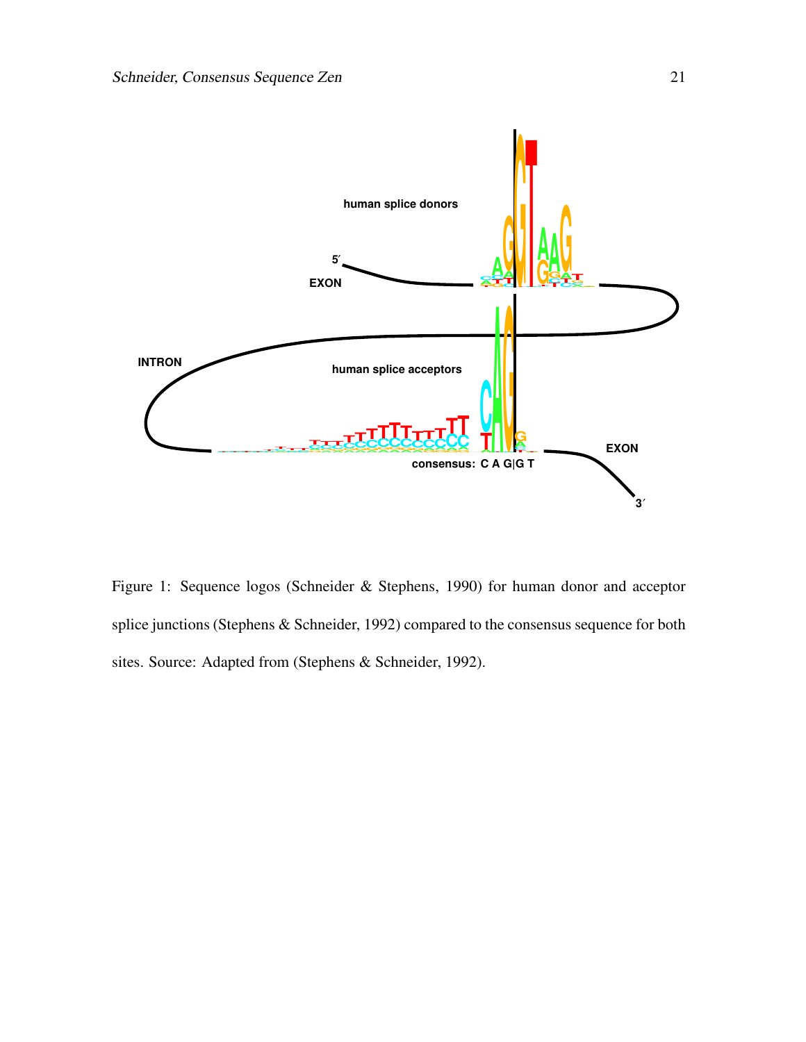human splice donors

5′

EXON

INTRON

human splice acceptors

EXON

consensus: C A G|G T

3′

Figure 1: Sequence logos (Schneider & Stephens, 1990) for human donor and acceptor splice junctions (Stephens & Schneider, 1992) compared to the consensus sequence for both sites. Source: Adapted from (Stephens & Schneider, 1992).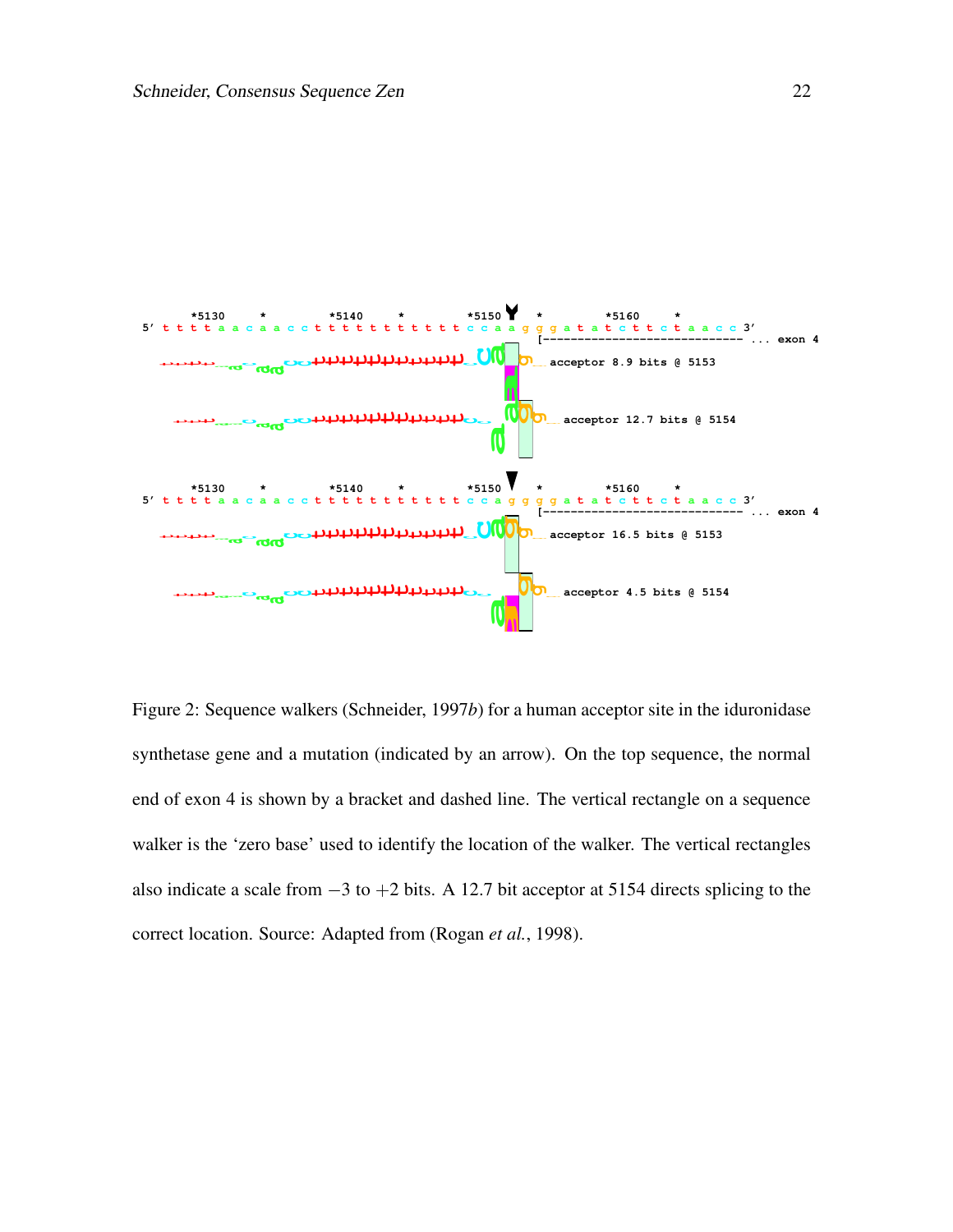```
          *5130    *         *5140    *         *5150    *         *5160    *
5' t t t t a a c a a c c t t t t t t t t t t t c c a a g g g a t a t c t t c t a a c c 3'
                                                          [----------------------------- ... exon 4
                                                            acceptor 8.9 bits @ 5153
                                                            acceptor 12.7 bits @ 5154

          *5130    *         *5140    *         *5150    *         *5160    *
5' t t t t a a c a a c c t t t t t t t t t t t c c a g g g g a t a t c t t c t a a c c 3'
                                                          [----------------------------- ... exon 4
                                                            acceptor 16.5 bits @ 5153
                                                            acceptor 4.5 bits @ 5154
```

Figure 2: Sequence walkers (Schneider, 1997*b*) for a human acceptor site in the iduronidase synthetase gene and a mutation (indicated by an arrow). On the top sequence, the normal end of exon 4 is shown by a bracket and dashed line. The vertical rectangle on a sequence walker is the 'zero base' used to identify the location of the walker. The vertical rectangles also indicate a scale from −3 to +2 bits. A 12.7 bit acceptor at 5154 directs splicing to the correct location. Source: Adapted from (Rogan *et al.*, 1998).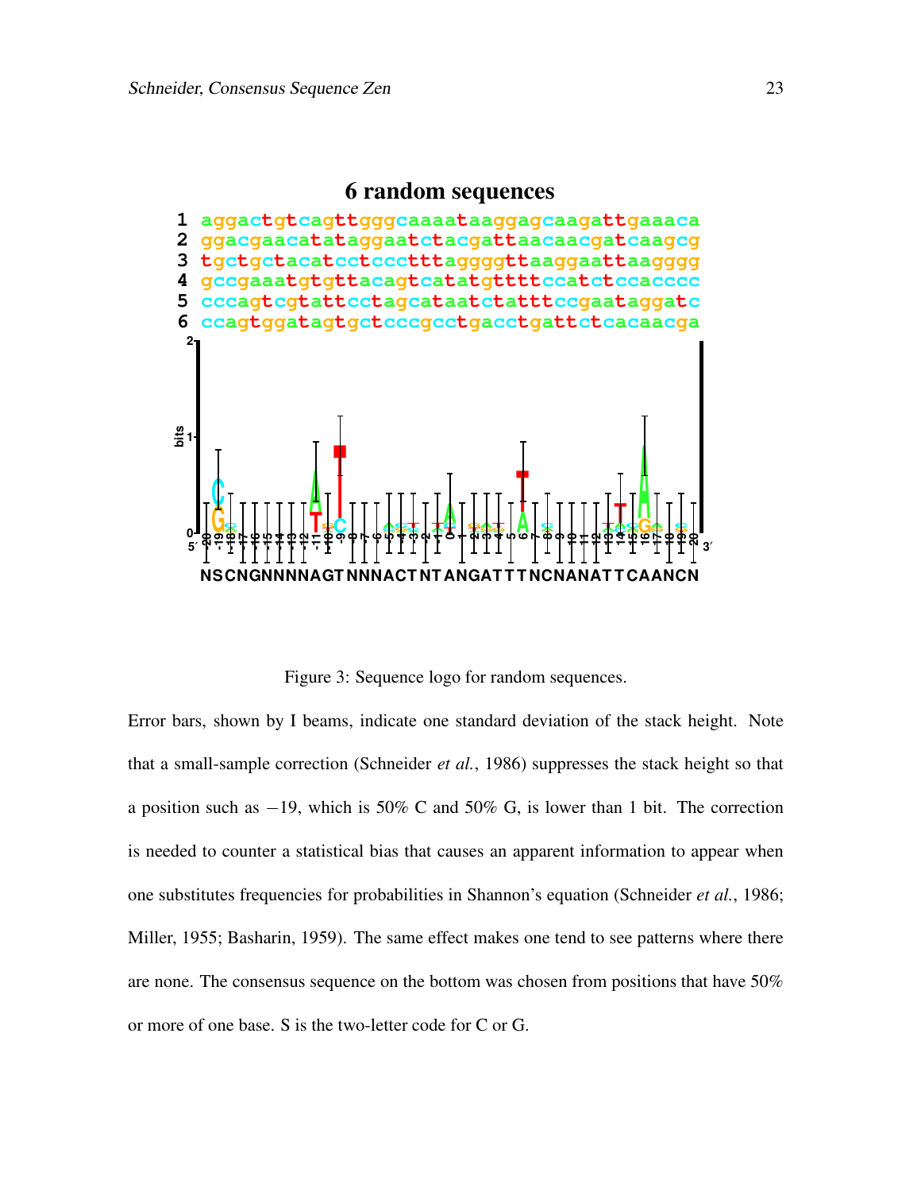6 random sequences

1 aggactgtcagttgggcaaaataaggagcaagattgaaaca
2 ggacgaacatataggaatctacgattaacaacgatcaagcg
3 tgctgctacatcctccctttaggggttaaggaattaagggg
4 gccgaaatgtgttacagtcatatgttttccatctccacccc
5 cccagtcgtattcctagcataatctatttccgaataggatc
6 ccagtggatagtgctcccgcctgacctgattctcacaacga

bits

5′ 3′

NSCNGNNNNAGTNNNACTNTANGATTTNCNANATTCAANCN

Figure 3: Sequence logo for random sequences.

Error bars, shown by I beams, indicate one standard deviation of the stack height. Note that a small-sample correction (Schneider *et al.*, 1986) suppresses the stack height so that a position such as −19, which is 50% C and 50% G, is lower than 1 bit. The correction is needed to counter a statistical bias that causes an apparent information to appear when one substitutes frequencies for probabilities in Shannon's equation (Schneider *et al.*, 1986; Miller, 1955; Basharin, 1959). The same effect makes one tend to see patterns where there are none. The consensus sequence on the bottom was chosen from positions that have 50% or more of one base. S is the two-letter code for C or G.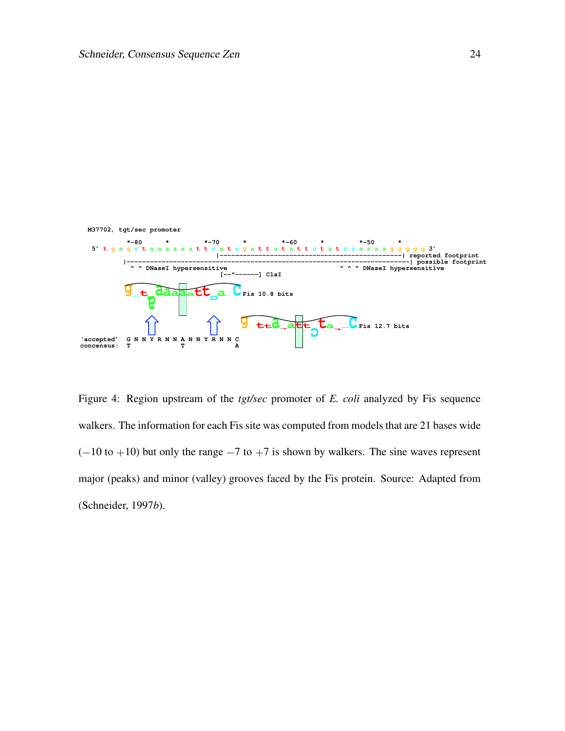M37702, tgt/sec promoter

```
        *-80      *         *-70      *         *-60      *         *-50      *
5' t g a g c t a a a a a a a t t c a t c g a t t a t a t t c t a t c c a a a a g g g g g 3'
                        |----------------------------------------------| reported footprint
   |----------------------------------------------------------------------| possible footprint
     ^ ^ DNaseI hypersensitive                                  ^ ^ ^ DNaseI hypersensitive
                        [--^------] ClaI
```

Fis 10.8 bits

Fis 12.7 bits

```
'accepted'  G N N Y R N N A N N Y R N N C
concensus:  T             T             A
```

Figure 4: Region upstream of the *tgt/sec* promoter of *E. coli* analyzed by Fis sequence walkers. The information for each Fis site was computed from models that are 21 bases wide ($-10$ to $+10$) but only the range $-7$ to $+7$ is shown by walkers. The sine waves represent major (peaks) and minor (valley) grooves faced by the Fis protein. Source: Adapted from (Schneider, 1997*b*).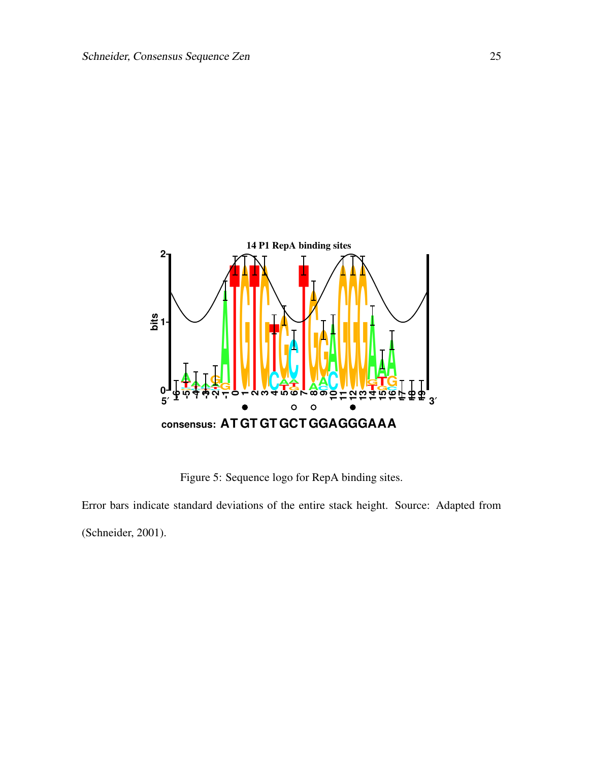14 P1 RepA binding sites

bits

2

1

0

5′

3′

-6 -5 -4 -3 -2 -1 0 1 2 3 4 5 6 7 8 9 10 11 12 13 14 15 16 17 18 19

consensus: ATGTGTGCTGGAGGGAAA

Figure 5: Sequence logo for RepA binding sites.

Error bars indicate standard deviations of the entire stack height. Source: Adapted from (Schneider, 2001).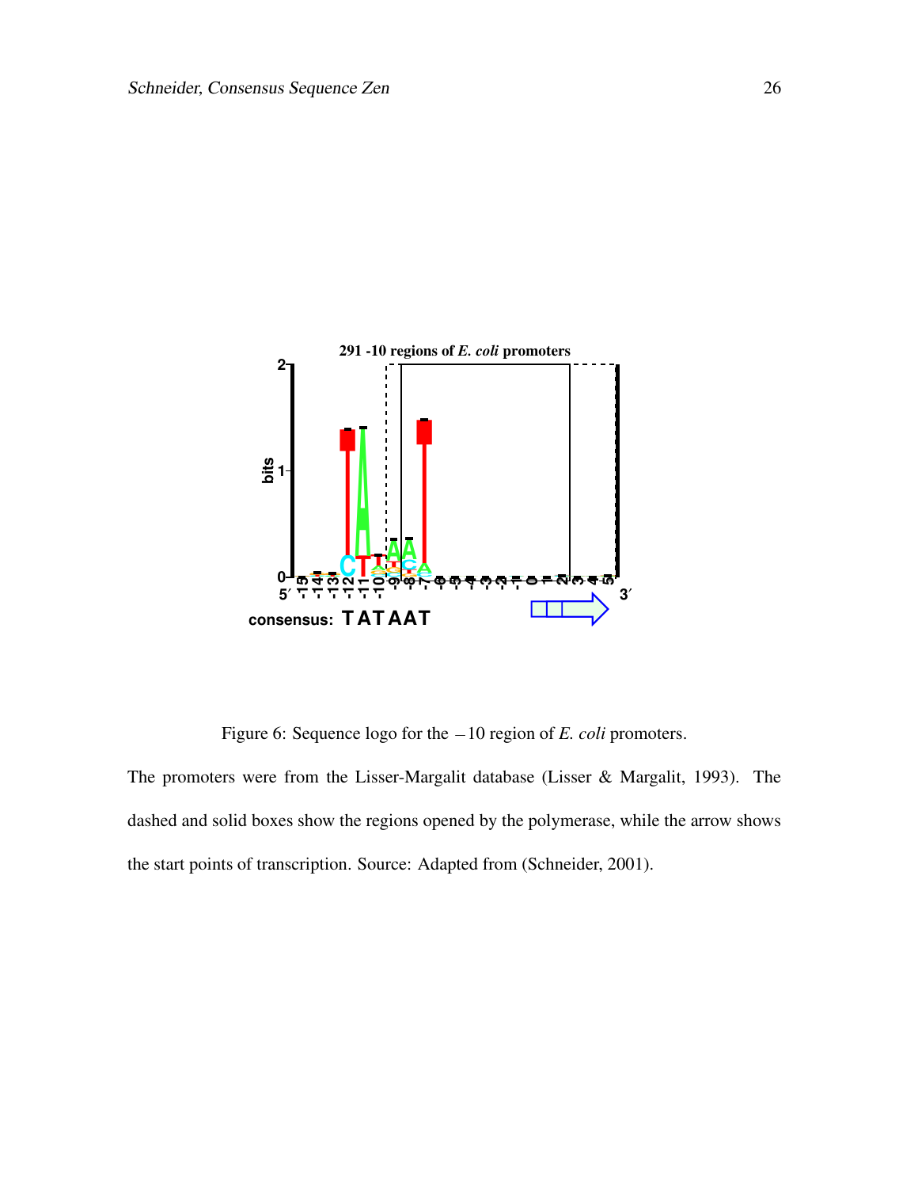291 -10 regions of *E. coli* promoters

bits

2

1

0

5′ -15 -14 -13 -12 -11 -10 -9 -8 -7 -6 -5 -4 -3 -2 -1 0 1 2 3 4 5 3′

consensus: **TATAAT**

Figure 6: Sequence logo for the −10 region of *E. coli* promoters.

The promoters were from the Lisser-Margalit database (Lisser & Margalit, 1993). The dashed and solid boxes show the regions opened by the polymerase, while the arrow shows the start points of transcription. Source: Adapted from (Schneider, 2001).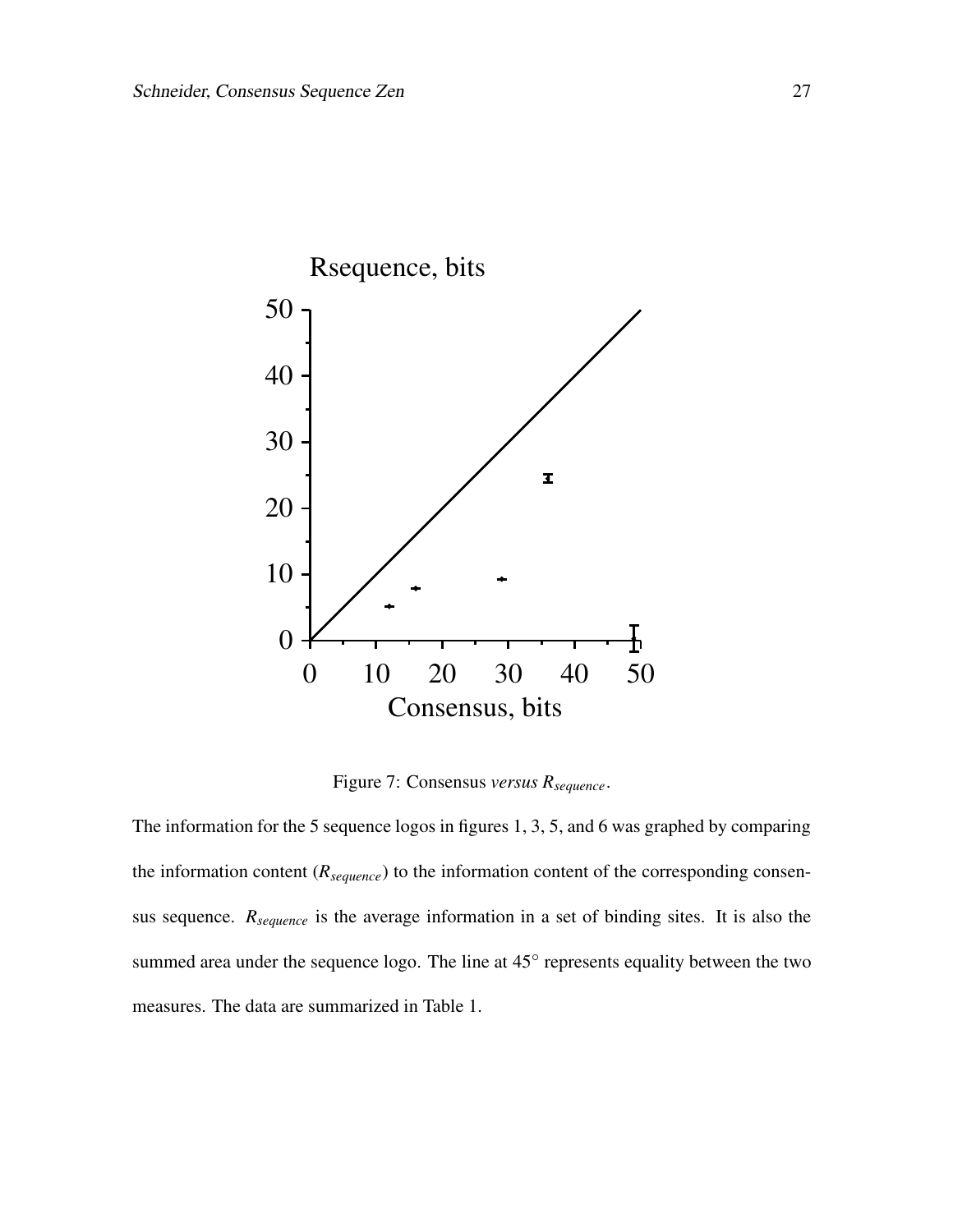Figure 7: Consensus *versus* $R_{sequence}$.

The information for the 5 sequence logos in figures 1, 3, 5, and 6 was graphed by comparing the information content ($R_{sequence}$) to the information content of the corresponding consensus sequence. $R_{sequence}$ is the average information in a set of binding sites. It is also the summed area under the sequence logo. The line at 45° represents equality between the two measures. The data are summarized in Table 1.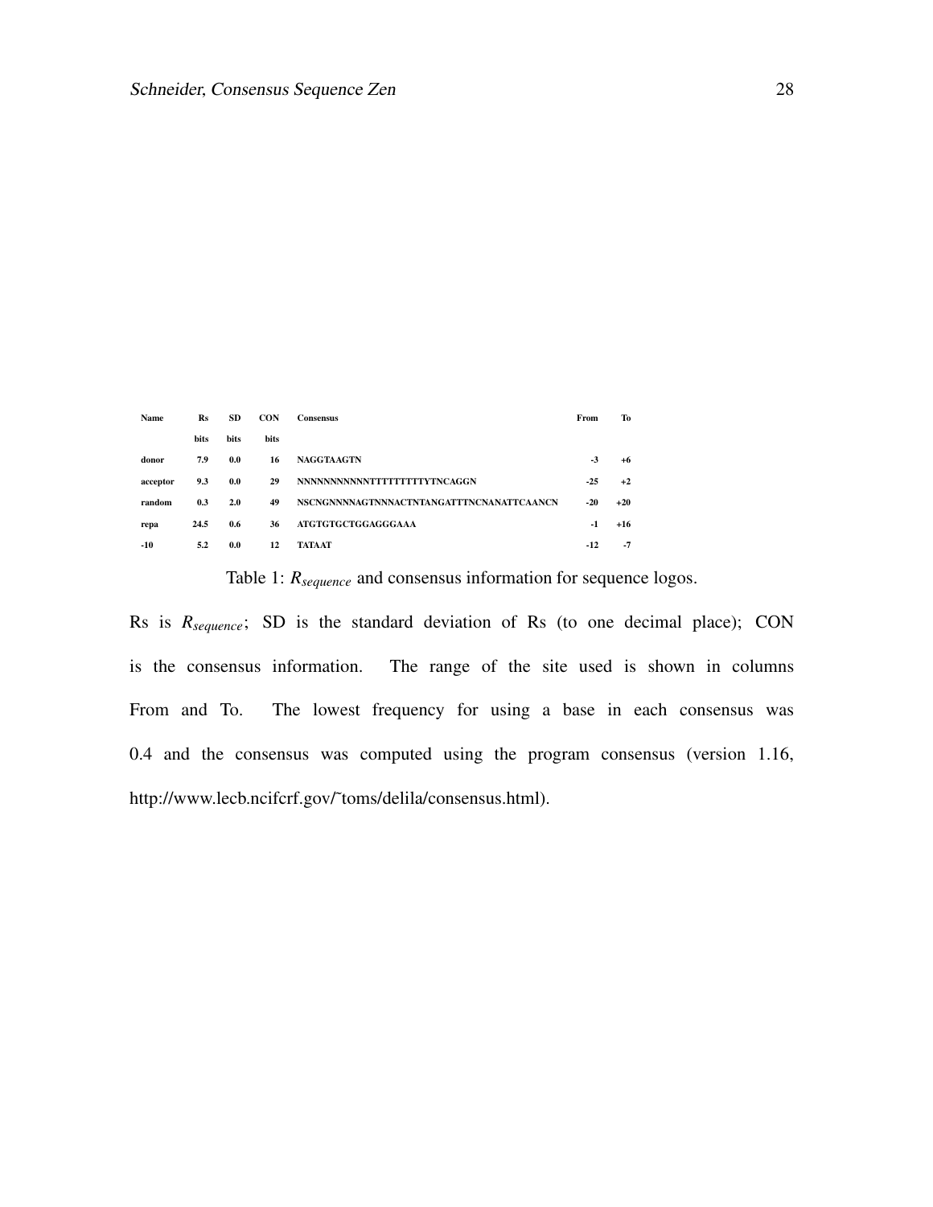| Name | Rs | SD | CON | Consensus | From | To |
|---|---|---|---|---|---|---|
| | bits | bits | bits | | | |
| donor | 7.9 | 0.0 | 16 | NAGGTAAGTN | -3 | +6 |
| acceptor | 9.3 | 0.0 | 29 | NNNNNNNNNNNTTTTTTTTTYTNCAGGN | -25 | +2 |
| random | 0.3 | 2.0 | 49 | NSCNGNNNNAGTNNNACTNTANGATTTNCNANATTCAANCN | -20 | +20 |
| repa | 24.5 | 0.6 | 36 | ATGTGTGCTGGAGGGAAA | -1 | +16 |
| -10 | 5.2 | 0.0 | 12 | TATAAT | -12 | -7 |

Table 1: $R_{sequence}$ and consensus information for sequence logos.

Rs is $R_{sequence}$; SD is the standard deviation of Rs (to one decimal place); CON is the consensus information. The range of the site used is shown in columns From and To. The lowest frequency for using a base in each consensus was 0.4 and the consensus was computed using the program consensus (version 1.16, http://www.lecb.ncifcrf.gov/˜toms/delila/consensus.html).